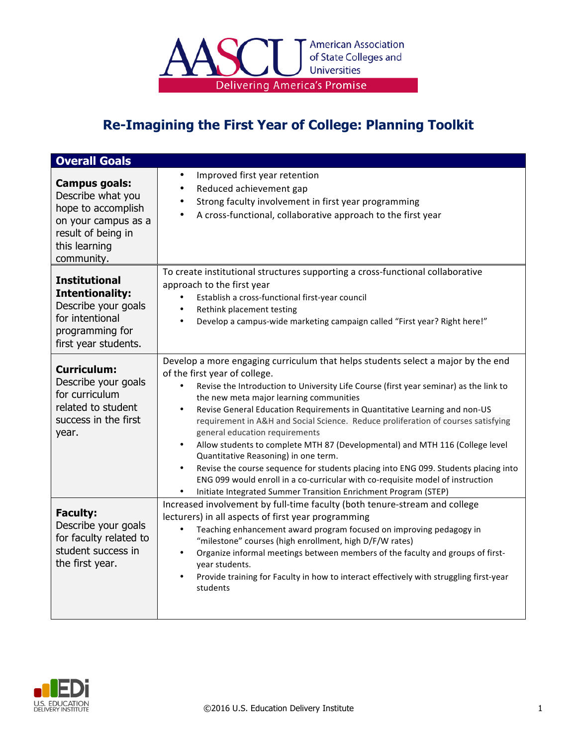American Association of State Colleges and Universities

Delivering America's Promise

# Re-Imagining the First Year of College: Planning Toolkit

| Overall Goals | |
|---|---|
| **Campus goals:** Describe what you hope to accomplish on your campus as a result of being in this learning community. | • Improved first year retention<br>• Reduced achievement gap<br>• Strong faculty involvement in first year programming<br>• A cross-functional, collaborative approach to the first year |
| **Institutional Intentionality:** Describe your goals for intentional programming for first year students. | To create institutional structures supporting a cross-functional collaborative approach to the first year<br>• Establish a cross-functional first-year council<br>• Rethink placement testing<br>• Develop a campus-wide marketing campaign called "First year? Right here!" |
| **Curriculum:** Describe your goals for curriculum related to student success in the first year. | Develop a more engaging curriculum that helps students select a major by the end of the first year of college.<br>• Revise the Introduction to University Life Course (first year seminar) as the link to the new meta major learning communities<br>• Revise General Education Requirements in Quantitative Learning and non-US requirement in A&H and Social Science. Reduce proliferation of courses satisfying general education requirements<br>• Allow students to complete MTH 87 (Developmental) and MTH 116 (College level Quantitative Reasoning) in one term.<br>• Revise the course sequence for students placing into ENG 099. Students placing into ENG 099 would enroll in a co-curricular with co-requisite model of instruction<br>• Initiate Integrated Summer Transition Enrichment Program (STEP) |
| **Faculty:** Describe your goals for faculty related to student success in the first year. | Increased involvement by full-time faculty (both tenure-stream and college lecturers) in all aspects of first year programming<br>• Teaching enhancement award program focused on improving pedagogy in "milestone" courses (high enrollment, high D/F/W rates)<br>• Organize informal meetings between members of the faculty and groups of first-year students.<br>• Provide training for Faculty in how to interact effectively with struggling first-year students |

©2016 U.S. Education Delivery Institute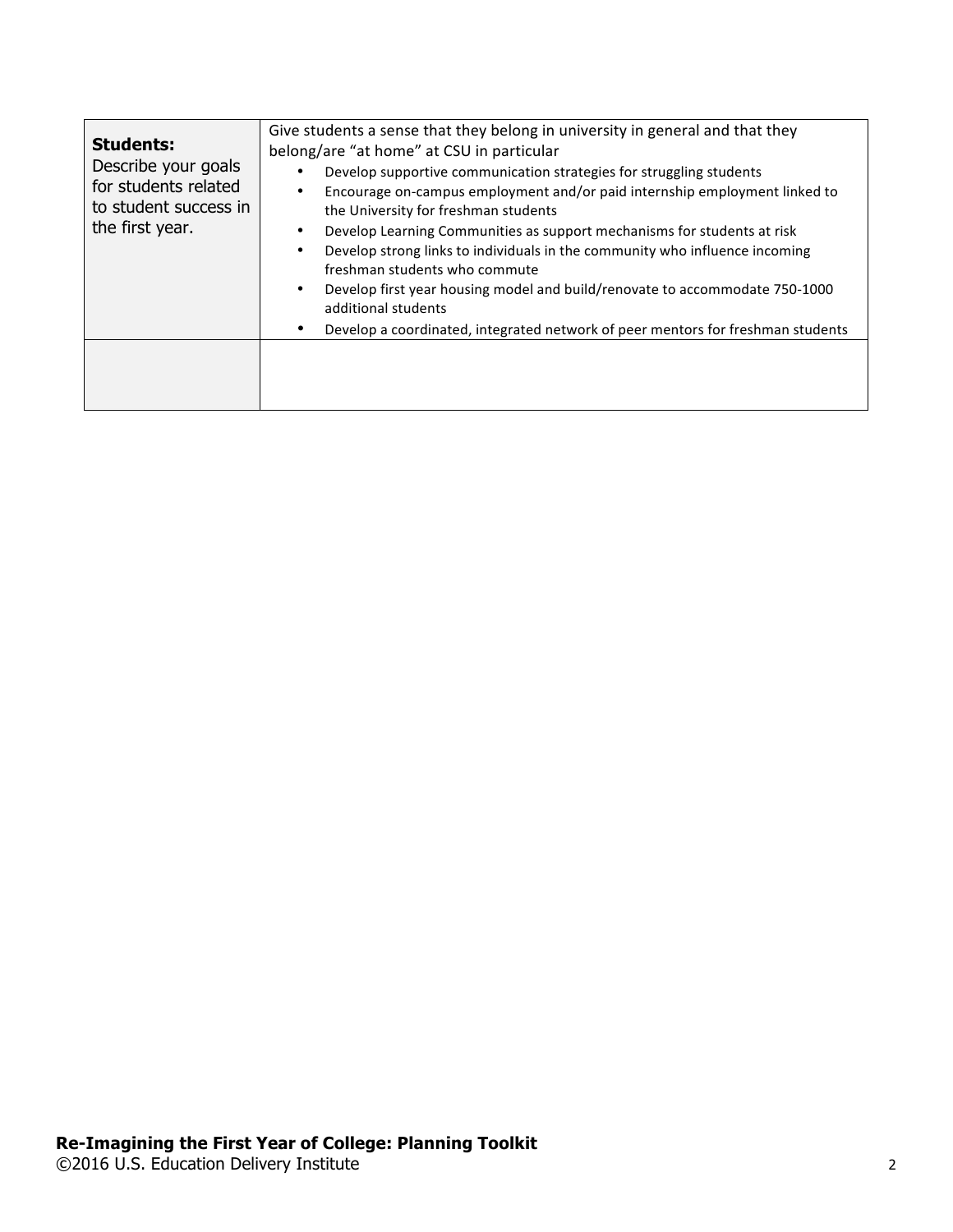| **Students:** Describe your goals for students related to student success in the first year. | Give students a sense that they belong in university in general and that they belong/are "at home" at CSU in particular<br>• Develop supportive communication strategies for struggling students<br>• Encourage on-campus employment and/or paid internship employment linked to the University for freshman students<br>• Develop Learning Communities as support mechanisms for students at risk<br>• Develop strong links to individuals in the community who influence incoming freshman students who commute<br>• Develop first year housing model and build/renovate to accommodate 750-1000 additional students<br>• Develop a coordinated, integrated network of peer mentors for freshman students |
|---|---|
| | |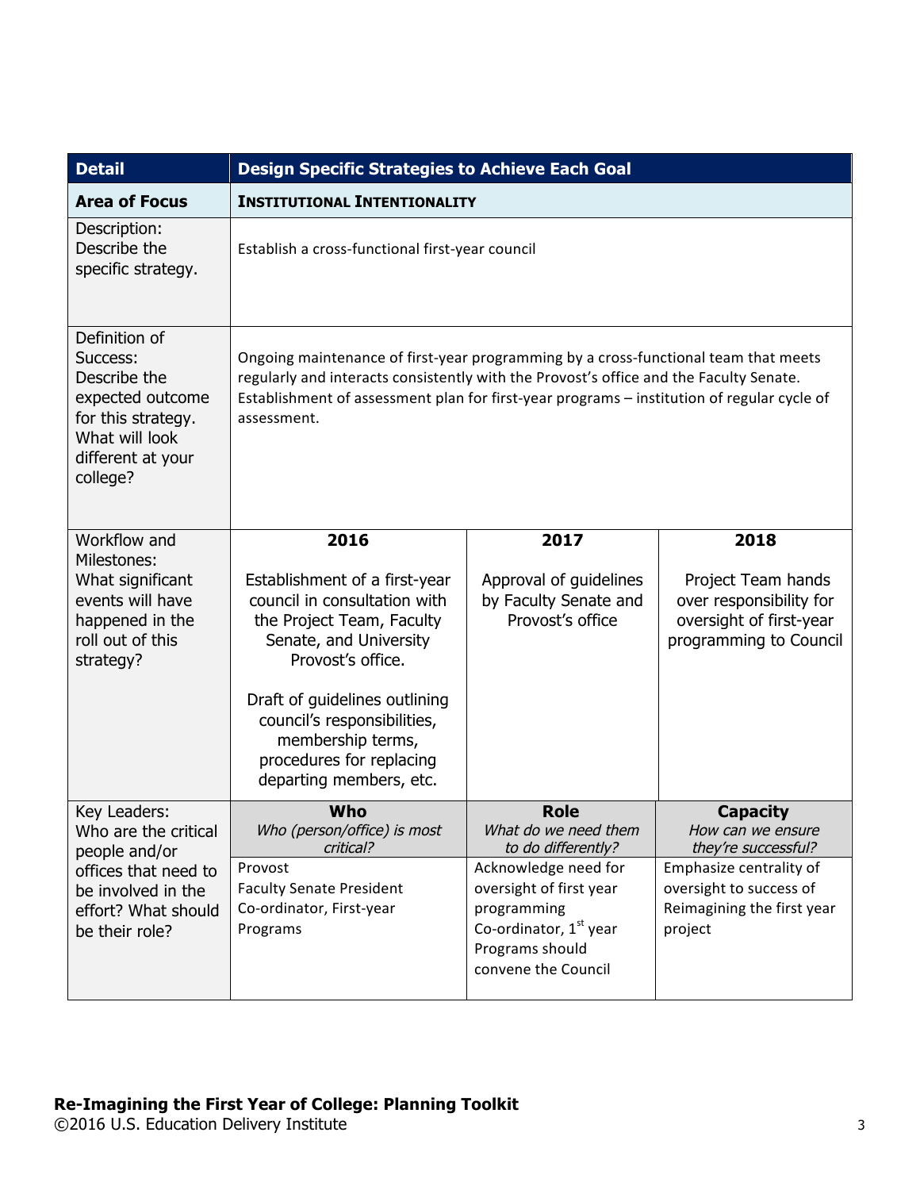| Detail | Design Specific Strategies to Achieve Each Goal | | |
|---|---|---|---|
| **Area of Focus** | **INSTITUTIONAL INTENTIONALITY** | | |
| Description: Describe the specific strategy. | Establish a cross-functional first-year council | | |
| Definition of Success: Describe the expected outcome for this strategy. What will look different at your college? | Ongoing maintenance of first-year programming by a cross-functional team that meets regularly and interacts consistently with the Provost's office and the Faculty Senate. Establishment of assessment plan for first-year programs – institution of regular cycle of assessment. | | |
| Workflow and Milestones: What significant events will have happened in the roll out of this strategy? | **2016**<br><br>Establishment of a first-year council in consultation with the Project Team, Faculty Senate, and University Provost's office.<br><br>Draft of guidelines outlining council's responsibilities, membership terms, procedures for replacing departing members, etc. | **2017**<br><br>Approval of guidelines by Faculty Senate and Provost's office | **2018**<br><br>Project Team hands over responsibility for oversight of first-year programming to Council |
| Key Leaders: Who are the critical people and/or offices that need to be involved in the effort? What should be their role? | **Who**<br>*Who (person/office) is most critical?*<br><br>Provost<br>Faculty Senate President<br>Co-ordinator, First-year Programs | **Role**<br>*What do we need them to do differently?*<br><br>Acknowledge need for oversight of first year programming<br>Co-ordinator, 1st year Programs should convene the Council | **Capacity**<br>*How can we ensure they're successful?*<br><br>Emphasize centrality of oversight to success of Reimagining the first year project |

**Re-Imagining the First Year of College: Planning Toolkit**
©2016 U.S. Education Delivery Institute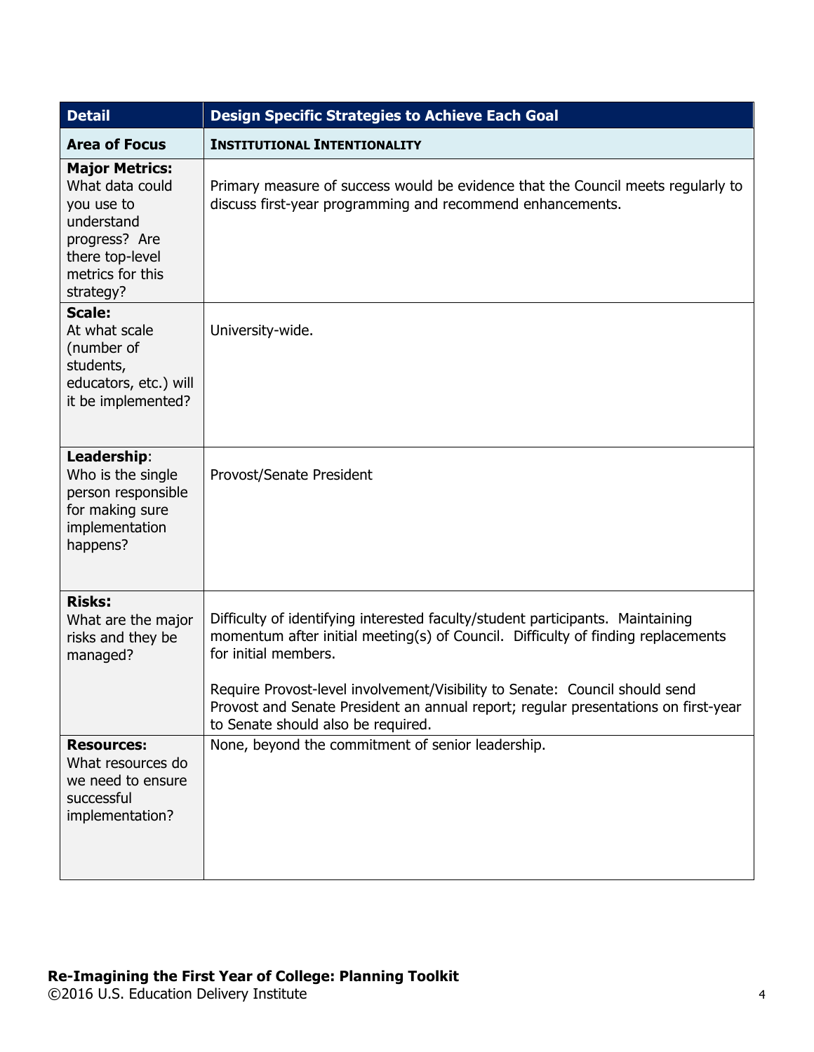| Detail | Design Specific Strategies to Achieve Each Goal |
|---|---|
| **Area of Focus** | **INSTITUTIONAL INTENTIONALITY** |
| **Major Metrics:** What data could you use to understand progress? Are there top-level metrics for this strategy? | Primary measure of success would be evidence that the Council meets regularly to discuss first-year programming and recommend enhancements. |
| **Scale:** At what scale (number of students, educators, etc.) will it be implemented? | University-wide. |
| **Leadership**: Who is the single person responsible for making sure implementation happens? | Provost/Senate President |
| **Risks:** What are the major risks and they be managed? | Difficulty of identifying interested faculty/student participants. Maintaining momentum after initial meeting(s) of Council. Difficulty of finding replacements for initial members.<br><br>Require Provost-level involvement/Visibility to Senate: Council should send Provost and Senate President an annual report; regular presentations on first-year to Senate should also be required. |
| **Resources:** What resources do we need to ensure successful implementation? | None, beyond the commitment of senior leadership. |

**Re-Imagining the First Year of College: Planning Toolkit**
©2016 U.S. Education Delivery Institute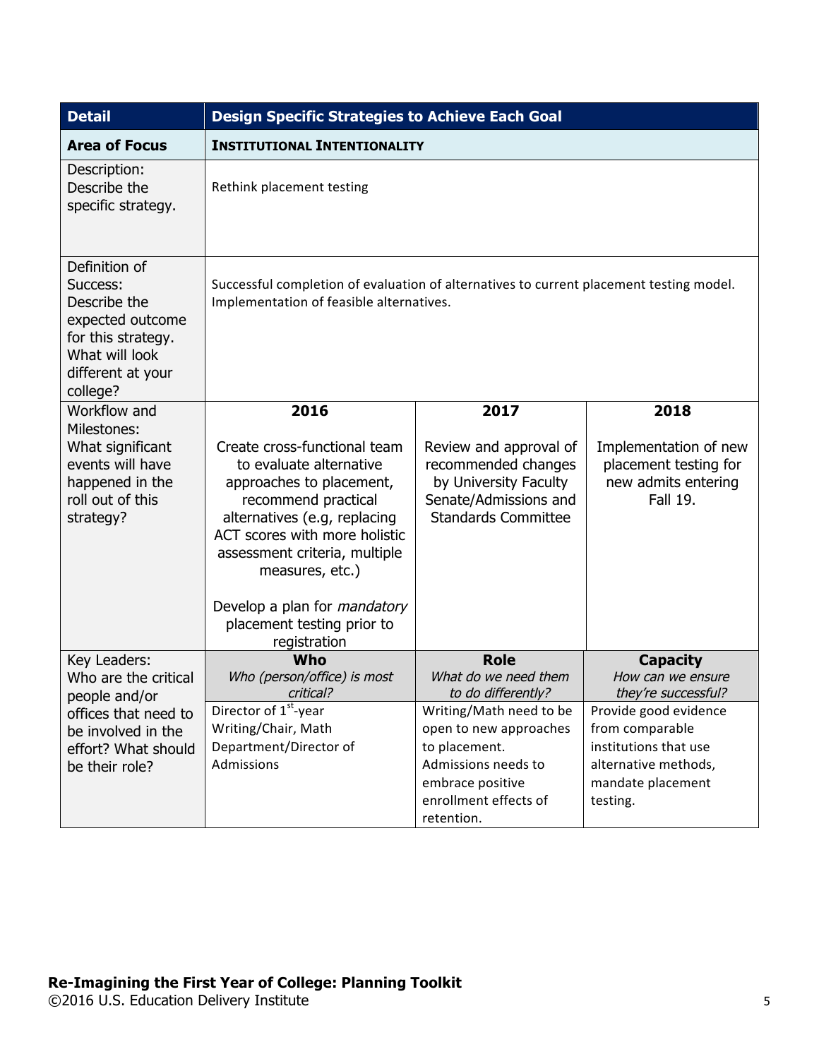| Detail | Design Specific Strategies to Achieve Each Goal | | |
|---|---|---|---|
| **Area of Focus** | **INSTITUTIONAL INTENTIONALITY** | | |
| Description: Describe the specific strategy. | Rethink placement testing | | |
| Definition of Success: Describe the expected outcome for this strategy. What will look different at your college? | Successful completion of evaluation of alternatives to current placement testing model. Implementation of feasible alternatives. | | |
| Workflow and Milestones: What significant events will have happened in the roll out of this strategy? | **2016**<br><br>Create cross-functional team to evaluate alternative approaches to placement, recommend practical alternatives (e.g, replacing ACT scores with more holistic assessment criteria, multiple measures, etc.)<br><br>Develop a plan for *mandatory* placement testing prior to registration | **2017**<br><br>Review and approval of recommended changes by University Faculty Senate/Admissions and Standards Committee | **2018**<br><br>Implementation of new placement testing for new admits entering Fall 19. |
| Key Leaders: Who are the critical people and/or offices that need to be involved in the effort? What should be their role? | **Who**<br>*Who (person/office) is most critical?* | **Role**<br>*What do we need them to do differently?* | **Capacity**<br>*How can we ensure they're successful?* |
| | Director of 1st-year Writing/Chair, Math Department/Director of Admissions | Writing/Math need to be open to new approaches to placement. Admissions needs to embrace positive enrollment effects of retention. | Provide good evidence from comparable institutions that use alternative methods, mandate placement testing. |

**Re-Imagining the First Year of College: Planning Toolkit**
©2016 U.S. Education Delivery Institute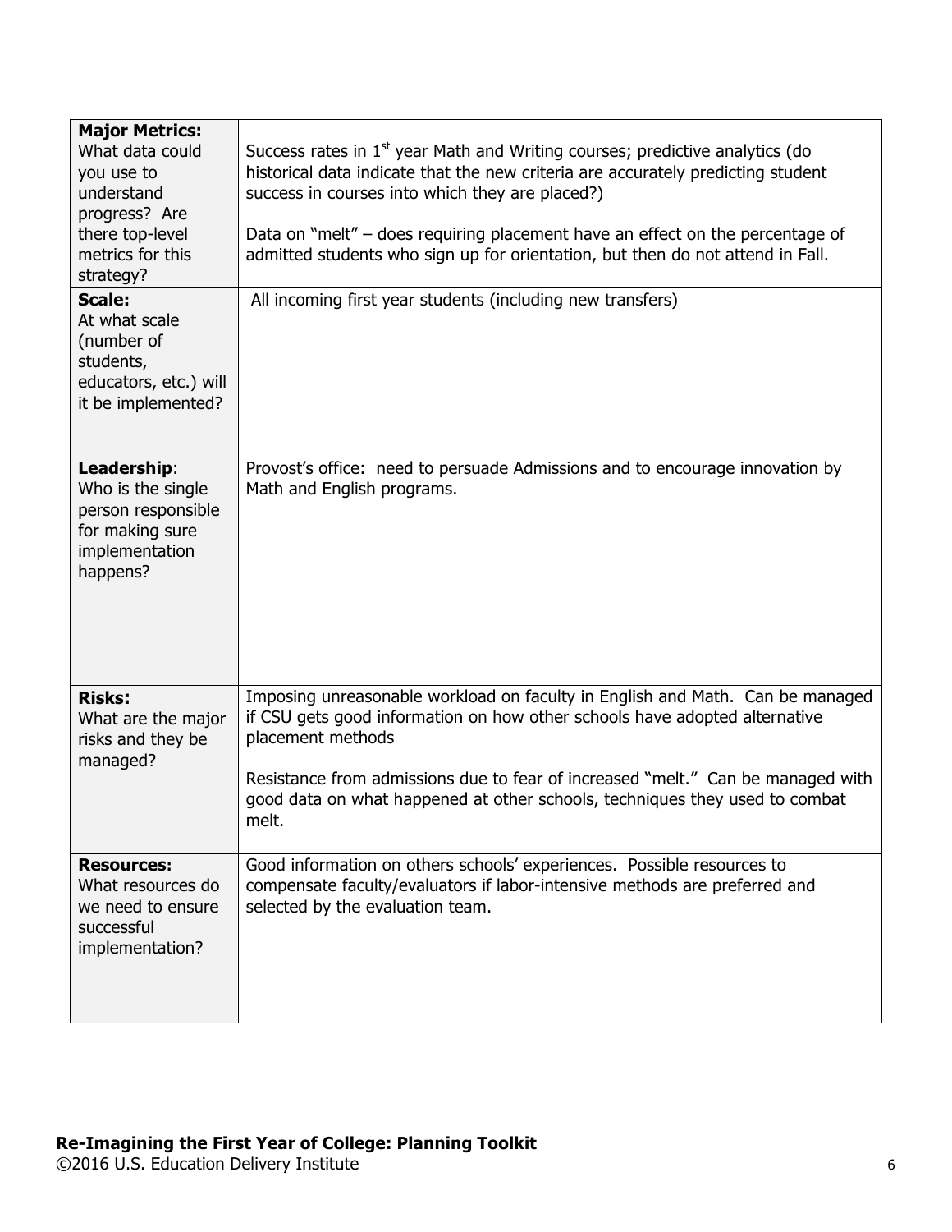| | |
|---|---|
| **Major Metrics:** What data could you use to understand progress? Are there top-level metrics for this strategy? | Success rates in 1st year Math and Writing courses; predictive analytics (do historical data indicate that the new criteria are accurately predicting student success in courses into which they are placed?)<br><br>Data on "melt" – does requiring placement have an effect on the percentage of admitted students who sign up for orientation, but then do not attend in Fall. |
| **Scale:** At what scale (number of students, educators, etc.) will it be implemented? | All incoming first year students (including new transfers) |
| **Leadership**: Who is the single person responsible for making sure implementation happens? | Provost's office: need to persuade Admissions and to encourage innovation by Math and English programs. |
| **Risks:** What are the major risks and they be managed? | Imposing unreasonable workload on faculty in English and Math. Can be managed if CSU gets good information on how other schools have adopted alternative placement methods<br><br>Resistance from admissions due to fear of increased "melt." Can be managed with good data on what happened at other schools, techniques they used to combat melt. |
| **Resources:** What resources do we need to ensure successful implementation? | Good information on others schools' experiences. Possible resources to compensate faculty/evaluators if labor-intensive methods are preferred and selected by the evaluation team. |

**Re-Imagining the First Year of College: Planning Toolkit**
©2016 U.S. Education Delivery Institute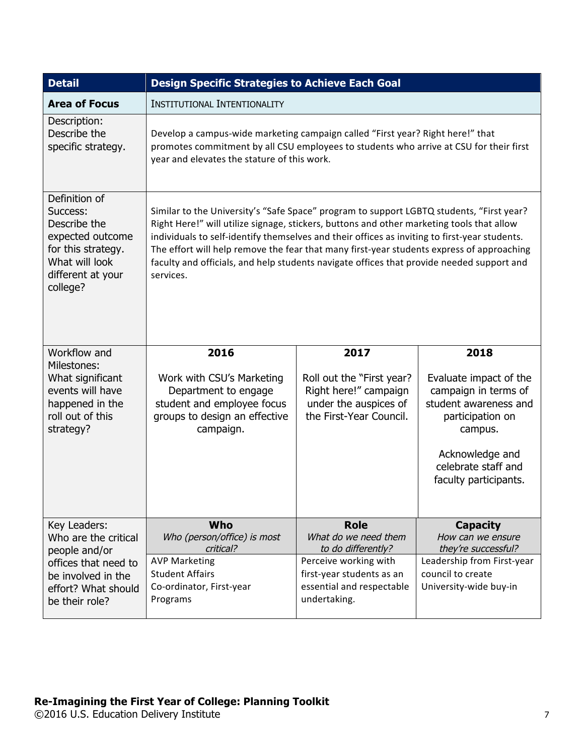| Detail | Design Specific Strategies to Achieve Each Goal | | |
|---|---|---|---|
| **Area of Focus** | INSTITUTIONAL INTENTIONALITY | | |
| Description: Describe the specific strategy. | Develop a campus-wide marketing campaign called "First year? Right here!" that promotes commitment by all CSU employees to students who arrive at CSU for their first year and elevates the stature of this work. | | |
| Definition of Success: Describe the expected outcome for this strategy. What will look different at your college? | Similar to the University's "Safe Space" program to support LGBTQ students, "First year? Right Here!" will utilize signage, stickers, buttons and other marketing tools that allow individuals to self-identify themselves and their offices as inviting to first-year students. The effort will help remove the fear that many first-year students express of approaching faculty and officials, and help students navigate offices that provide needed support and services. | | |
| Workflow and Milestones: What significant events will have happened in the roll out of this strategy? | **2016**<br><br>Work with CSU's Marketing Department to engage student and employee focus groups to design an effective campaign. | **2017**<br><br>Roll out the "First year? Right here!" campaign under the auspices of the First-Year Council. | **2018**<br><br>Evaluate impact of the campaign in terms of student awareness and participation on campus.<br><br>Acknowledge and celebrate staff and faculty participants. |
| Key Leaders: Who are the critical people and/or offices that need to be involved in the effort? What should be their role? | **Who**<br>*Who (person/office) is most critical?*<br><br>AVP Marketing<br>Student Affairs<br>Co-ordinator, First-year Programs | **Role**<br>*What do we need them to do differently?*<br><br>Perceive working with first-year students as an essential and respectable undertaking. | **Capacity**<br>*How can we ensure they're successful?*<br><br>Leadership from First-year council to create University-wide buy-in |

**Re-Imagining the First Year of College: Planning Toolkit**
©2016 U.S. Education Delivery Institute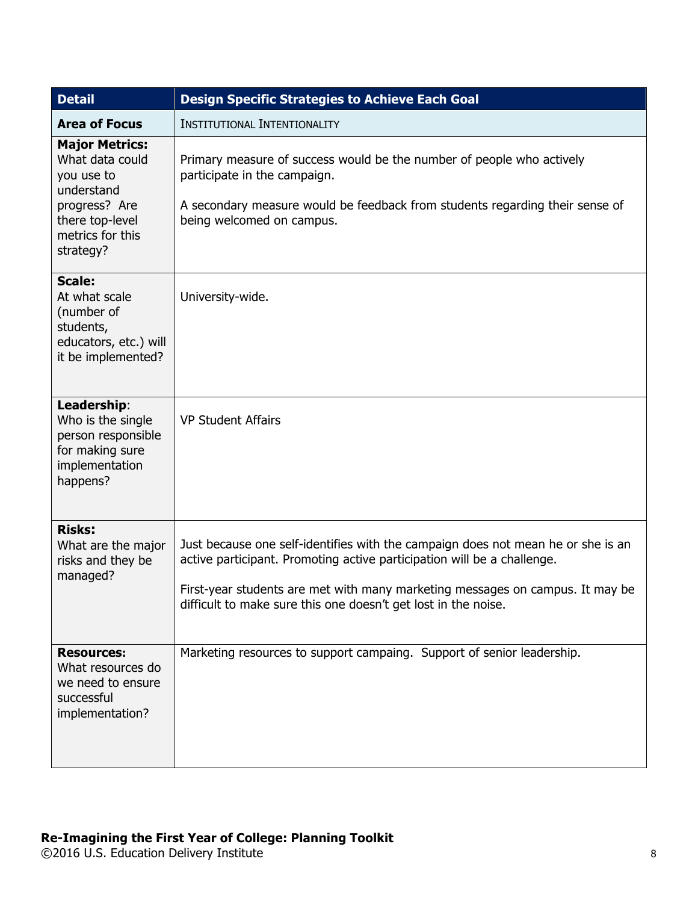| Detail | Design Specific Strategies to Achieve Each Goal |
| --- | --- |
| **Area of Focus** | INSTITUTIONAL INTENTIONALITY |
| **Major Metrics:** What data could you use to understand progress? Are there top-level metrics for this strategy? | Primary measure of success would be the number of people who actively participate in the campaign.<br><br>A secondary measure would be feedback from students regarding their sense of being welcomed on campus. |
| **Scale:** At what scale (number of students, educators, etc.) will it be implemented? | University-wide. |
| **Leadership**: Who is the single person responsible for making sure implementation happens? | VP Student Affairs |
| **Risks:** What are the major risks and they be managed? | Just because one self-identifies with the campaign does not mean he or she is an active participant. Promoting active participation will be a challenge.<br><br>First-year students are met with many marketing messages on campus. It may be difficult to make sure this one doesn't get lost in the noise. |
| **Resources:** What resources do we need to ensure successful implementation? | Marketing resources to support campaing. Support of senior leadership. |

**Re-Imagining the First Year of College: Planning Toolkit**
©2016 U.S. Education Delivery Institute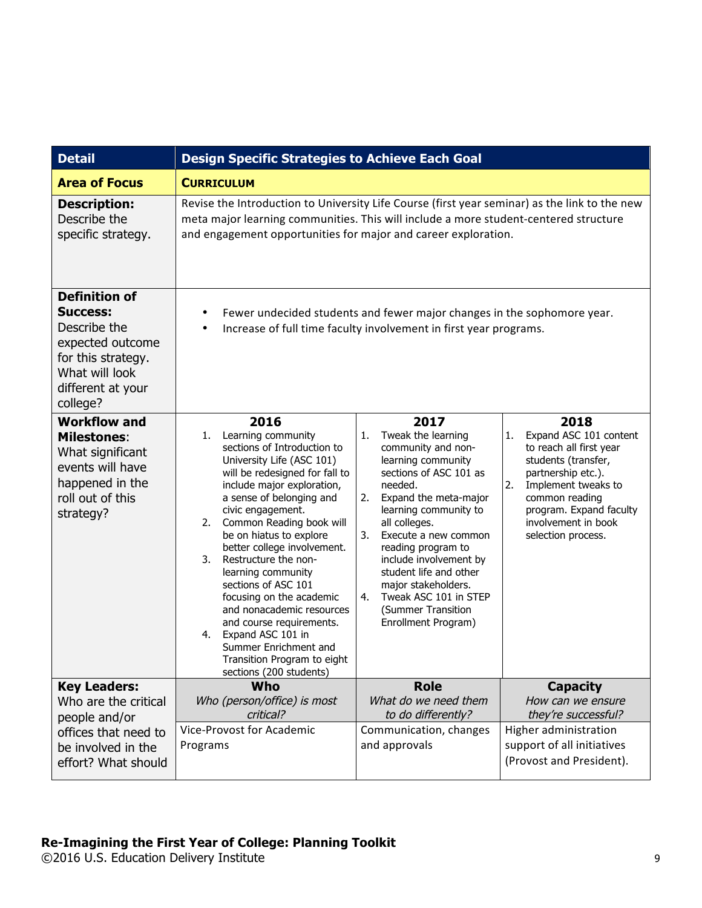| Detail | Design Specific Strategies to Achieve Each Goal | | |
|---|---|---|---|
| **Area of Focus** | **CURRICULUM** | | |
| **Description:** Describe the specific strategy. | Revise the Introduction to University Life Course (first year seminar) as the link to the new meta major learning communities. This will include a more student-centered structure and engagement opportunities for major and career exploration. | | |
| **Definition of Success:** Describe the expected outcome for this strategy. What will look different at your college? | • Fewer undecided students and fewer major changes in the sophomore year.<br>• Increase of full time faculty involvement in first year programs. | | |
| **Workflow and Milestones**: What significant events will have happened in the roll out of this strategy? | **2016**<br>1. Learning community sections of Introduction to University Life (ASC 101) will be redesigned for fall to include major exploration, a sense of belonging and civic engagement.<br>2. Common Reading book will be on hiatus to explore better college involvement.<br>3. Restructure the non-learning community sections of ASC 101 focusing on the academic and nonacademic resources and course requirements.<br>4. Expand ASC 101 in Summer Enrichment and Transition Program to eight sections (200 students) | **2017**<br>1. Tweak the learning community and non-learning community sections of ASC 101 as needed.<br>2. Expand the meta-major learning community to all colleges.<br>3. Execute a new common reading program to include involvement by student life and other major stakeholders.<br>4. Tweak ASC 101 in STEP (Summer Transition Enrollment Program) | **2018**<br>1. Expand ASC 101 content to reach all first year students (transfer, partnership etc.).<br>2. Implement tweaks to common reading program. Expand faculty involvement in book selection process. |
| **Key Leaders:** Who are the critical people and/or offices that need to be involved in the effort? What should | **Who**<br>*Who (person/office) is most critical?* | **Role**<br>*What do we need them to do differently?* | **Capacity**<br>*How can we ensure they're successful?* |
| | Vice-Provost for Academic Programs | Communication, changes and approvals | Higher administration support of all initiatives (Provost and President). |

**Re-Imagining the First Year of College: Planning Toolkit**
©2016 U.S. Education Delivery Institute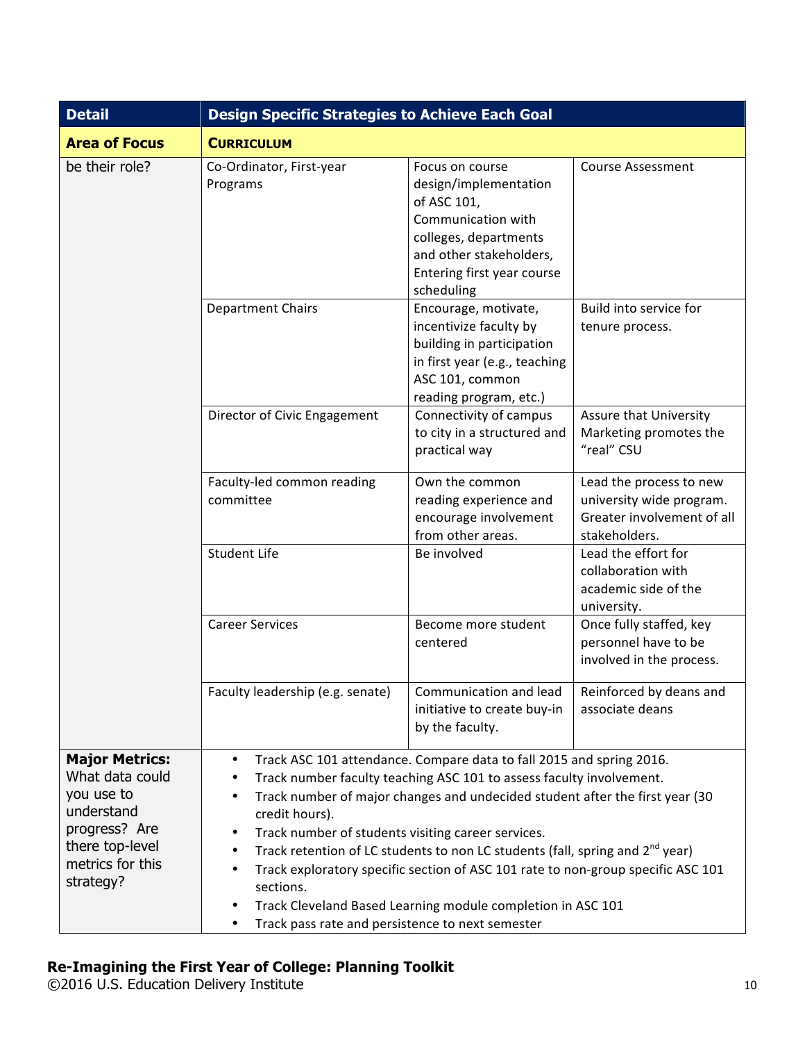| Detail | Design Specific Strategies to Achieve Each Goal | | |
|---|---|---|---|
| **Area of Focus** | **CURRICULUM** | | |
| be their role? | Co-Ordinator, First-year Programs | Focus on course design/implementation of ASC 101, Communication with colleges, departments and other stakeholders, Entering first year course scheduling | Course Assessment |
| | Department Chairs | Encourage, motivate, incentivize faculty by building in participation in first year (e.g., teaching ASC 101, common reading program, etc.) | Build into service for tenure process. |
| | Director of Civic Engagement | Connectivity of campus to city in a structured and practical way | Assure that University Marketing promotes the “real” CSU |
| | Faculty-led common reading committee | Own the common reading experience and encourage involvement from other areas. | Lead the process to new university wide program. Greater involvement of all stakeholders. |
| | Student Life | Be involved | Lead the effort for collaboration with academic side of the university. |
| | Career Services | Become more student centered | Once fully staffed, key personnel have to be involved in the process. |
| | Faculty leadership (e.g. senate) | Communication and lead initiative to create buy-in by the faculty. | Reinforced by deans and associate deans |
| **Major Metrics:** What data could you use to understand progress? Are there top-level metrics for this strategy? | • Track ASC 101 attendance. Compare data to fall 2015 and spring 2016.<br>• Track number faculty teaching ASC 101 to assess faculty involvement.<br>• Track number of major changes and undecided student after the first year (30 credit hours).<br>• Track number of students visiting career services.<br>• Track retention of LC students to non LC students (fall, spring and 2nd year)<br>• Track exploratory specific section of ASC 101 rate to non-group specific ASC 101 sections.<br>• Track Cleveland Based Learning module completion in ASC 101<br>• Track pass rate and persistence to next semester | | |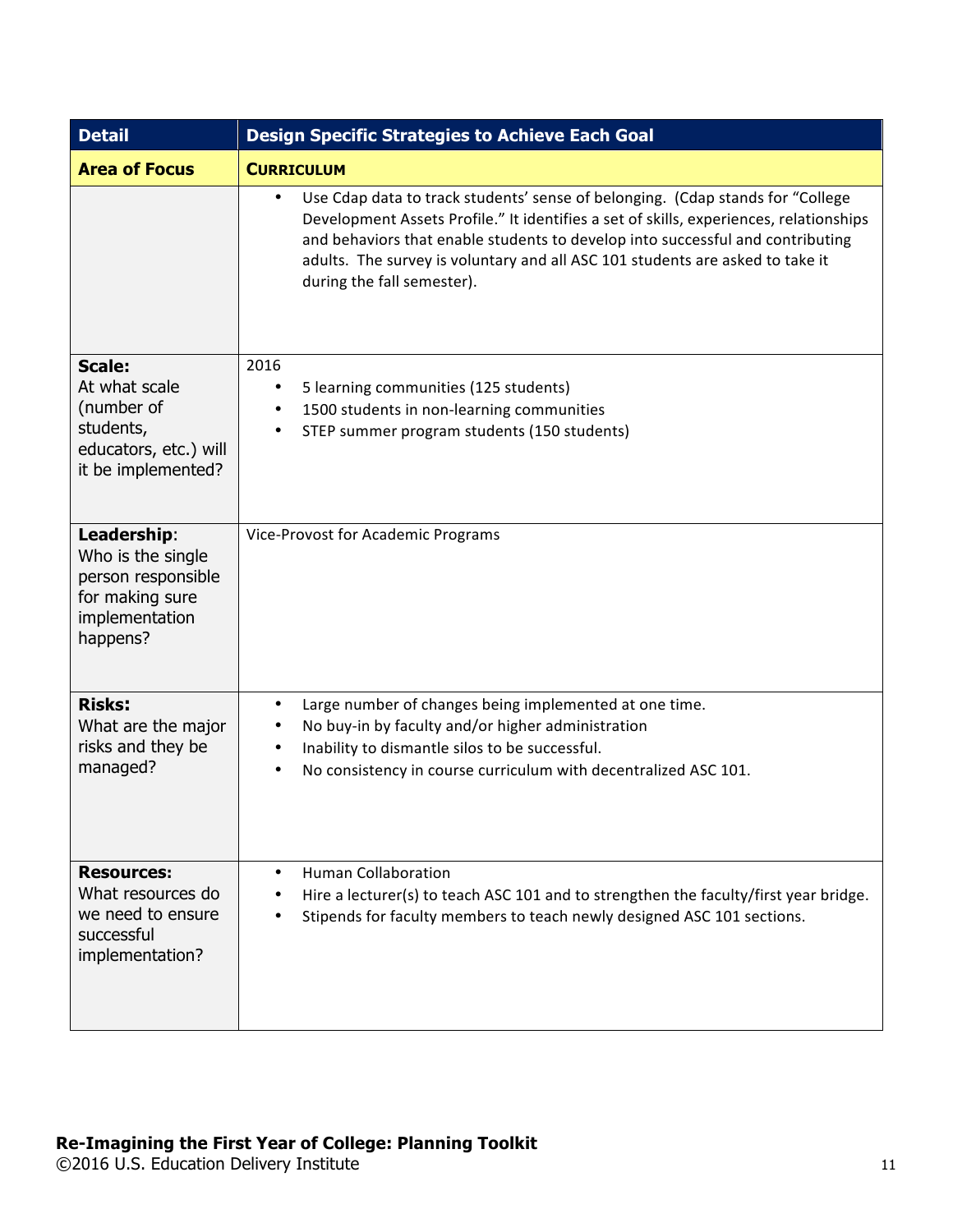| Detail | Design Specific Strategies to Achieve Each Goal |
|---|---|
| **Area of Focus** | **CURRICULUM** |
| | • Use Cdap data to track students' sense of belonging. (Cdap stands for "College Development Assets Profile." It identifies a set of skills, experiences, relationships and behaviors that enable students to develop into successful and contributing adults. The survey is voluntary and all ASC 101 students are asked to take it during the fall semester). |
| **Scale:** At what scale (number of students, educators, etc.) will it be implemented? | 2016<br>• 5 learning communities (125 students)<br>• 1500 students in non-learning communities<br>• STEP summer program students (150 students) |
| **Leadership**: Who is the single person responsible for making sure implementation happens? | Vice-Provost for Academic Programs |
| **Risks:** What are the major risks and they be managed? | • Large number of changes being implemented at one time.<br>• No buy-in by faculty and/or higher administration<br>• Inability to dismantle silos to be successful.<br>• No consistency in course curriculum with decentralized ASC 101. |
| **Resources:** What resources do we need to ensure successful implementation? | • Human Collaboration<br>• Hire a lecturer(s) to teach ASC 101 and to strengthen the faculty/first year bridge.<br>• Stipends for faculty members to teach newly designed ASC 101 sections. |

**Re-Imagining the First Year of College: Planning Toolkit**
©2016 U.S. Education Delivery Institute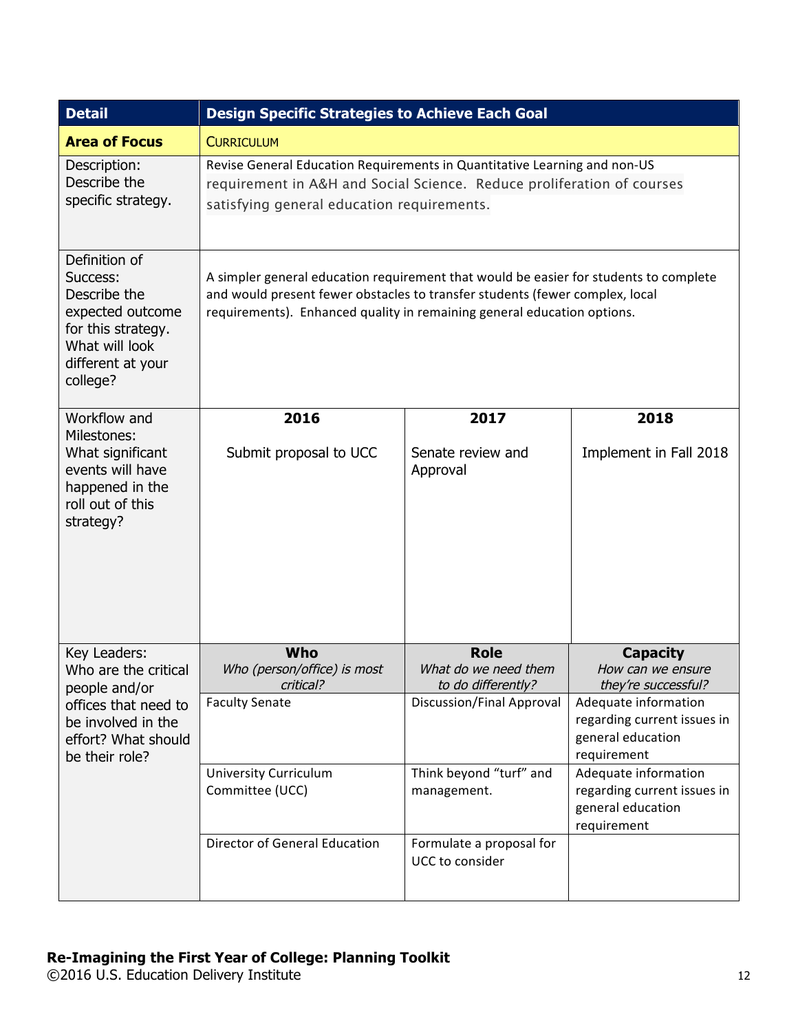| Detail | Design Specific Strategies to Achieve Each Goal | | |
|---|---|---|---|
| **Area of Focus** | CURRICULUM | | |
| Description: Describe the specific strategy. | Revise General Education Requirements in Quantitative Learning and non-US requirement in A&H and Social Science. Reduce proliferation of courses satisfying general education requirements. | | |
| Definition of Success: Describe the expected outcome for this strategy. What will look different at your college? | A simpler general education requirement that would be easier for students to complete and would present fewer obstacles to transfer students (fewer complex, local requirements). Enhanced quality in remaining general education options. | | |
| Workflow and Milestones: What significant events will have happened in the roll out of this strategy? | **2016**<br>Submit proposal to UCC | **2017**<br>Senate review and Approval | **2018**<br>Implement in Fall 2018 |
| Key Leaders: Who are the critical people and/or offices that need to be involved in the effort? What should be their role? | **Who**<br>*Who (person/office) is most critical?* | **Role**<br>*What do we need them to do differently?* | **Capacity**<br>*How can we ensure they're successful?* |
| | Faculty Senate | Discussion/Final Approval | Adequate information regarding current issues in general education requirement |
| | University Curriculum Committee (UCC) | Think beyond "turf" and management. | Adequate information regarding current issues in general education requirement |
| | Director of General Education | Formulate a proposal for UCC to consider | |

**Re-Imagining the First Year of College: Planning Toolkit**
©2016 U.S. Education Delivery Institute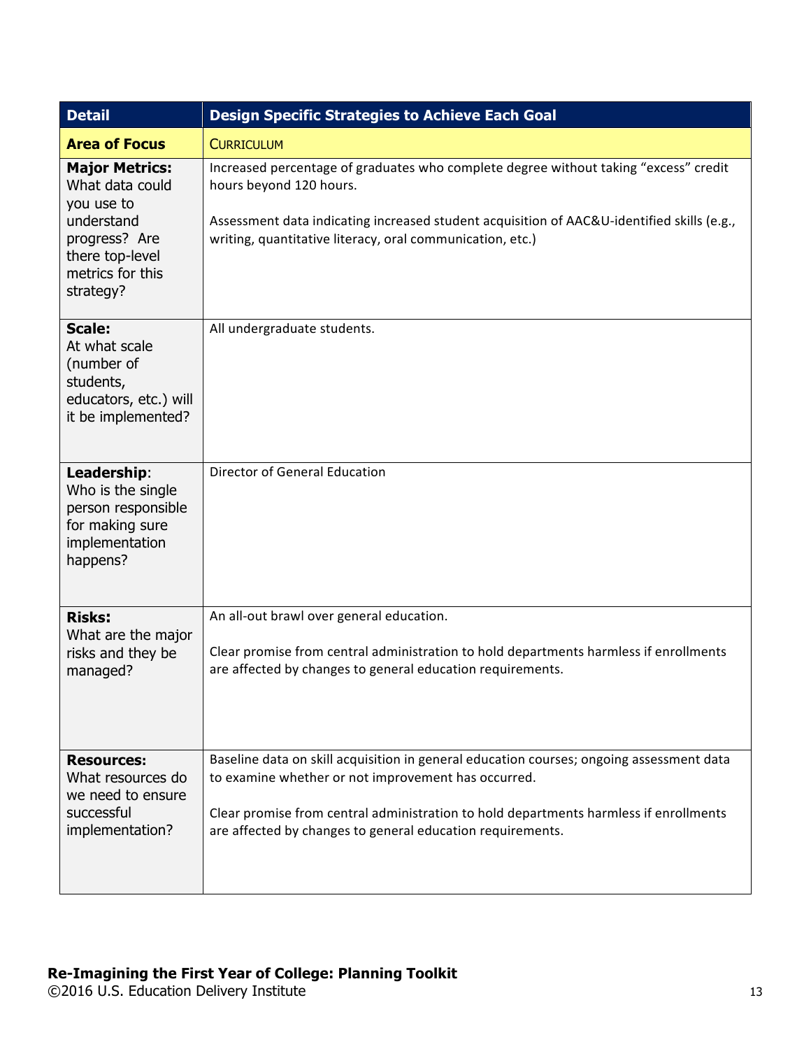| Detail | Design Specific Strategies to Achieve Each Goal |
| --- | --- |
| **Area of Focus** | CURRICULUM |
| **Major Metrics:** What data could you use to understand progress? Are there top-level metrics for this strategy? | Increased percentage of graduates who complete degree without taking "excess" credit hours beyond 120 hours.<br><br>Assessment data indicating increased student acquisition of AAC&U-identified skills (e.g., writing, quantitative literacy, oral communication, etc.) |
| **Scale:** At what scale (number of students, educators, etc.) will it be implemented? | All undergraduate students. |
| **Leadership:** Who is the single person responsible for making sure implementation happens? | Director of General Education |
| **Risks:** What are the major risks and they be managed? | An all-out brawl over general education.<br><br>Clear promise from central administration to hold departments harmless if enrollments are affected by changes to general education requirements. |
| **Resources:** What resources do we need to ensure successful implementation? | Baseline data on skill acquisition in general education courses; ongoing assessment data to examine whether or not improvement has occurred.<br><br>Clear promise from central administration to hold departments harmless if enrollments are affected by changes to general education requirements. |

**Re-Imagining the First Year of College: Planning Toolkit**
©2016 U.S. Education Delivery Institute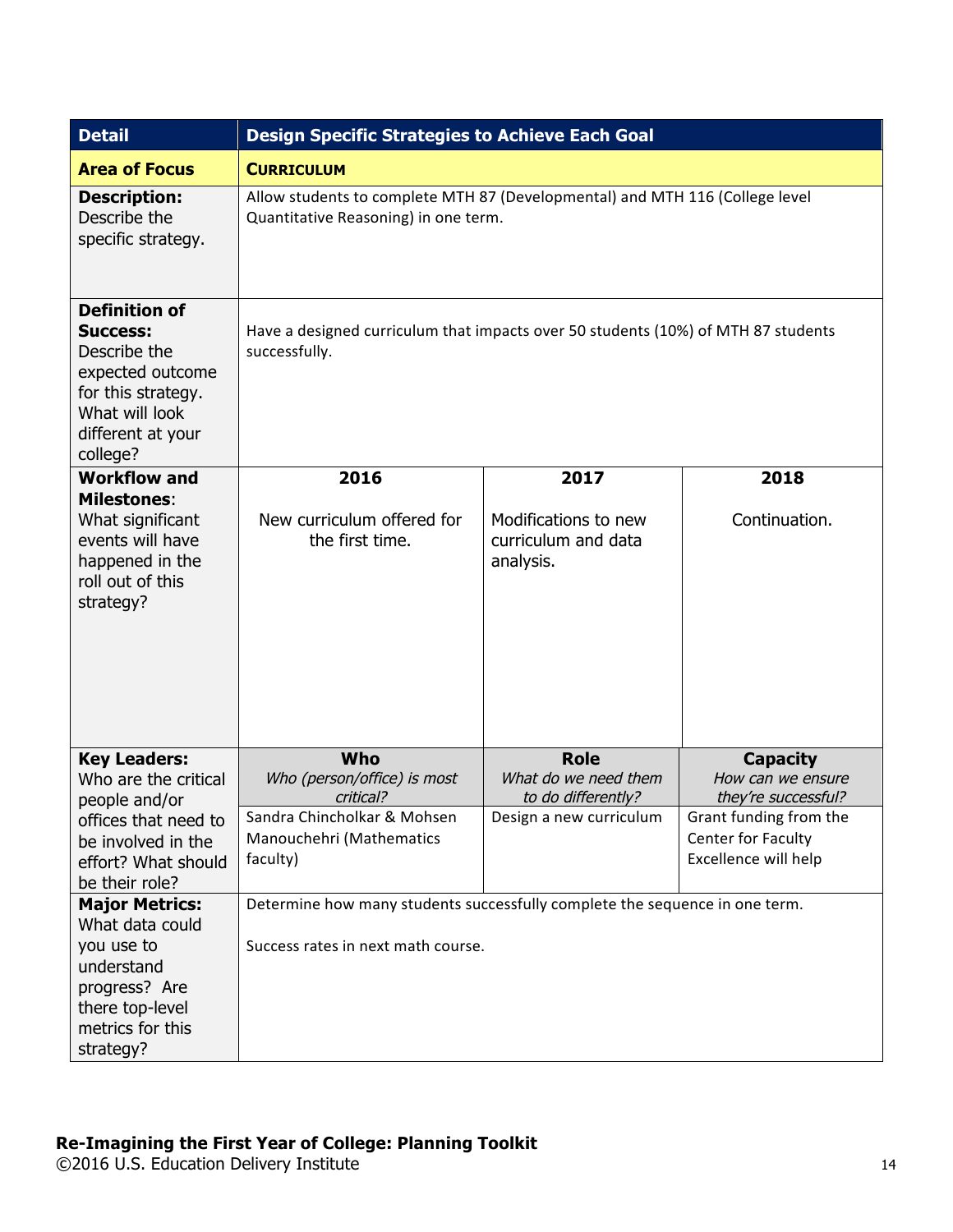| Detail | Design Specific Strategies to Achieve Each Goal | | |
|---|---|---|---|
| **Area of Focus** | **CURRICULUM** | | |
| **Description:** Describe the specific strategy. | Allow students to complete MTH 87 (Developmental) and MTH 116 (College level Quantitative Reasoning) in one term. | | |
| **Definition of Success:** Describe the expected outcome for this strategy. What will look different at your college? | Have a designed curriculum that impacts over 50 students (10%) of MTH 87 students successfully. | | |
| **Workflow and Milestones**: What significant events will have happened in the roll out of this strategy? | **2016**<br><br>New curriculum offered for the first time. | **2017**<br><br>Modifications to new curriculum and data analysis. | **2018**<br><br>Continuation. |
| **Key Leaders:** Who are the critical people and/or offices that need to be involved in the effort? What should be their role? | **Who**<br>*Who (person/office) is most critical?* | **Role**<br>*What do we need them to do differently?* | **Capacity**<br>*How can we ensure they're successful?* |
| | Sandra Chincholkar & Mohsen Manouchehri (Mathematics faculty) | Design a new curriculum | Grant funding from the Center for Faculty Excellence will help |
| **Major Metrics:** What data could you use to understand progress? Are there top-level metrics for this strategy? | Determine how many students successfully complete the sequence in one term.<br><br>Success rates in next math course. | | |

**Re-Imagining the First Year of College: Planning Toolkit**
©2016 U.S. Education Delivery Institute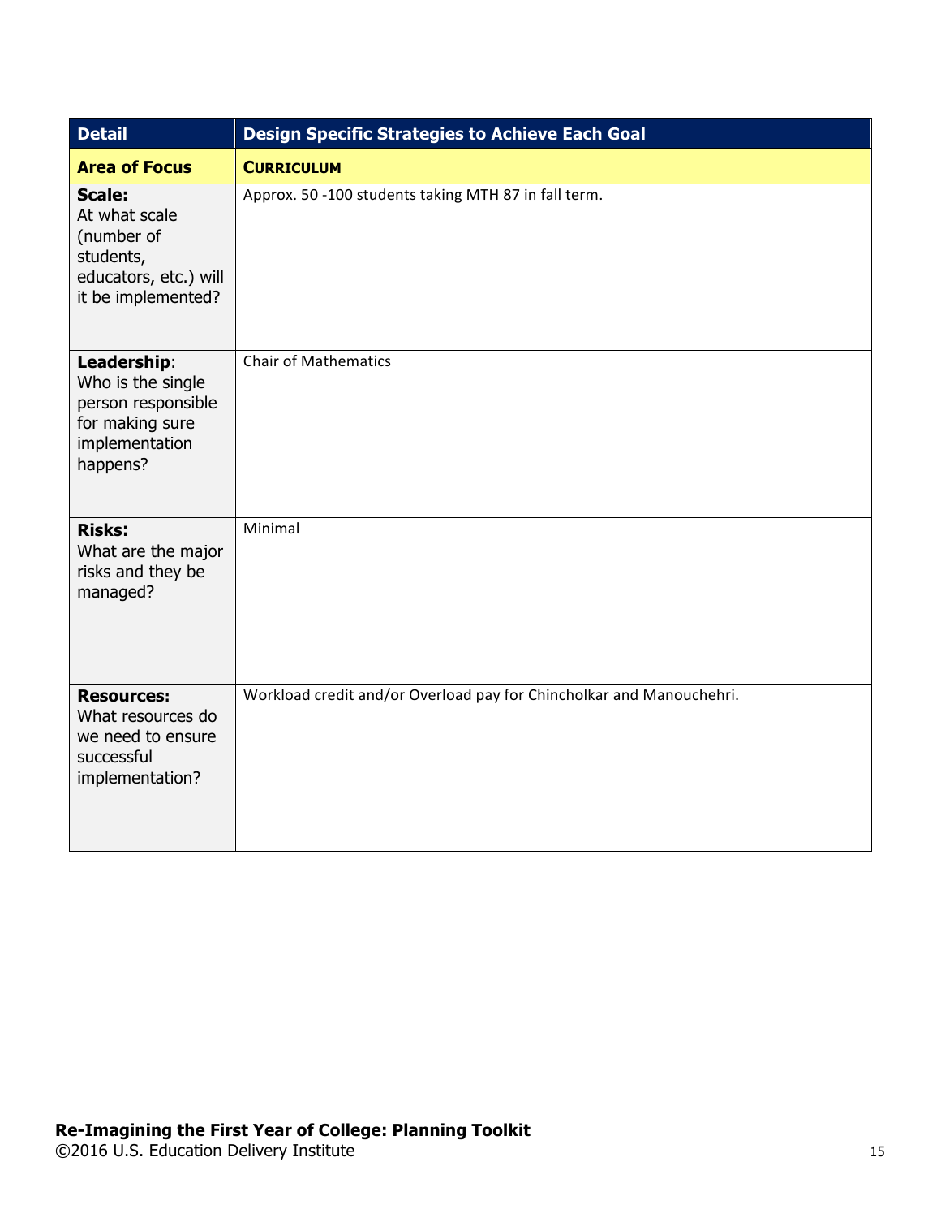| Detail | Design Specific Strategies to Achieve Each Goal |
| --- | --- |
| **Area of Focus** | **CURRICULUM** |
| **Scale:** At what scale (number of students, educators, etc.) will it be implemented? | Approx. 50 -100 students taking MTH 87 in fall term. |
| **Leadership**: Who is the single person responsible for making sure implementation happens? | Chair of Mathematics |
| **Risks:** What are the major risks and they be managed? | Minimal |
| **Resources:** What resources do we need to ensure successful implementation? | Workload credit and/or Overload pay for Chincholkar and Manouchehri. |

**Re-Imagining the First Year of College: Planning Toolkit**
©2016 U.S. Education Delivery Institute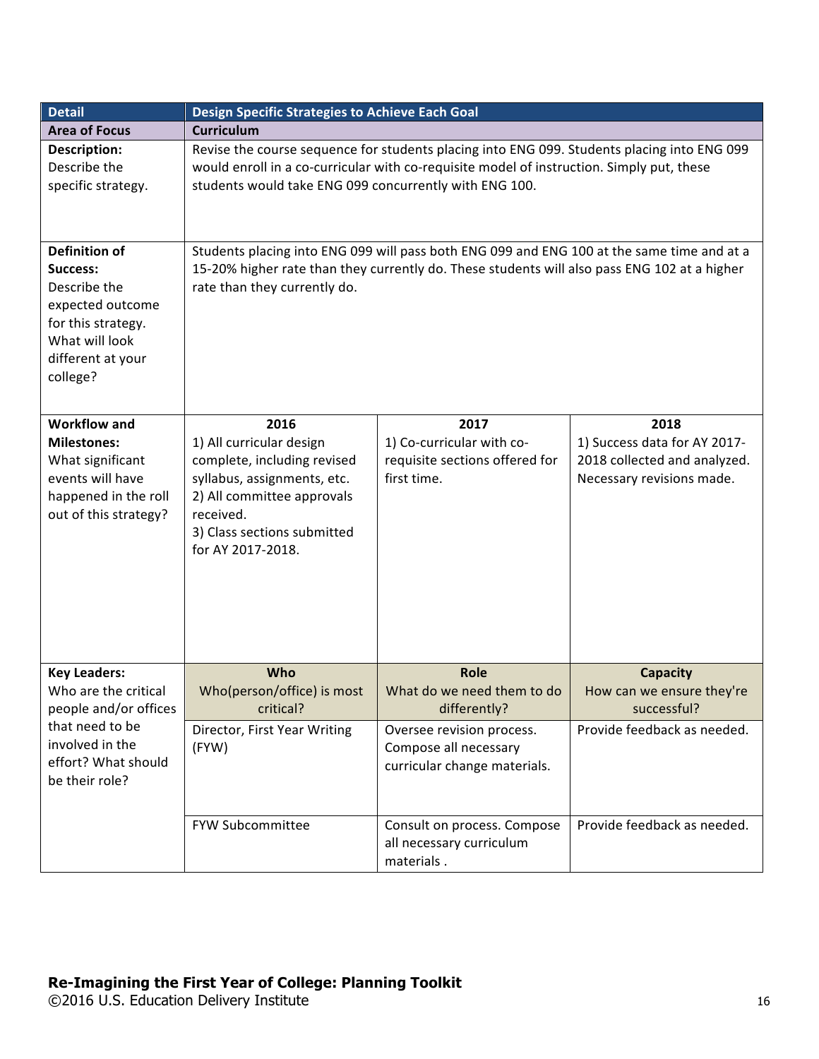| Detail | Design Specific Strategies to Achieve Each Goal | | |
|---|---|---|---|
| **Area of Focus** | **Curriculum** | | |
| **Description:** Describe the specific strategy. | Revise the course sequence for students placing into ENG 099. Students placing into ENG 099 would enroll in a co-curricular with co-requisite model of instruction. Simply put, these students would take ENG 099 concurrently with ENG 100. | | |
| **Definition of Success:** Describe the expected outcome for this strategy. What will look different at your college? | Students placing into ENG 099 will pass both ENG 099 and ENG 100 at the same time and at a 15-20% higher rate than they currently do. These students will also pass ENG 102 at a higher rate than they currently do. | | |
| **Workflow and Milestones:** What significant events will have happened in the roll out of this strategy? | **2016**<br>1) All curricular design complete, including revised syllabus, assignments, etc.<br>2) All committee approvals received.<br>3) Class sections submitted for AY 2017-2018. | **2017**<br>1) Co-curricular with co-requisite sections offered for first time. | **2018**<br>1) Success data for AY 2017-2018 collected and analyzed. Necessary revisions made. |
| **Key Leaders:** Who are the critical people and/or offices that need to be involved in the effort? What should be their role? | **Who**<br>Who(person/office) is most critical? | **Role**<br>What do we need them to do differently? | **Capacity**<br>How can we ensure they're successful? |
| | Director, First Year Writing (FYW) | Oversee revision process. Compose all necessary curricular change materials. | Provide feedback as needed. |
| | FYW Subcommittee | Consult on process. Compose all necessary curriculum materials . | Provide feedback as needed. |

**Re-Imagining the First Year of College: Planning Toolkit**
©2016 U.S. Education Delivery Institute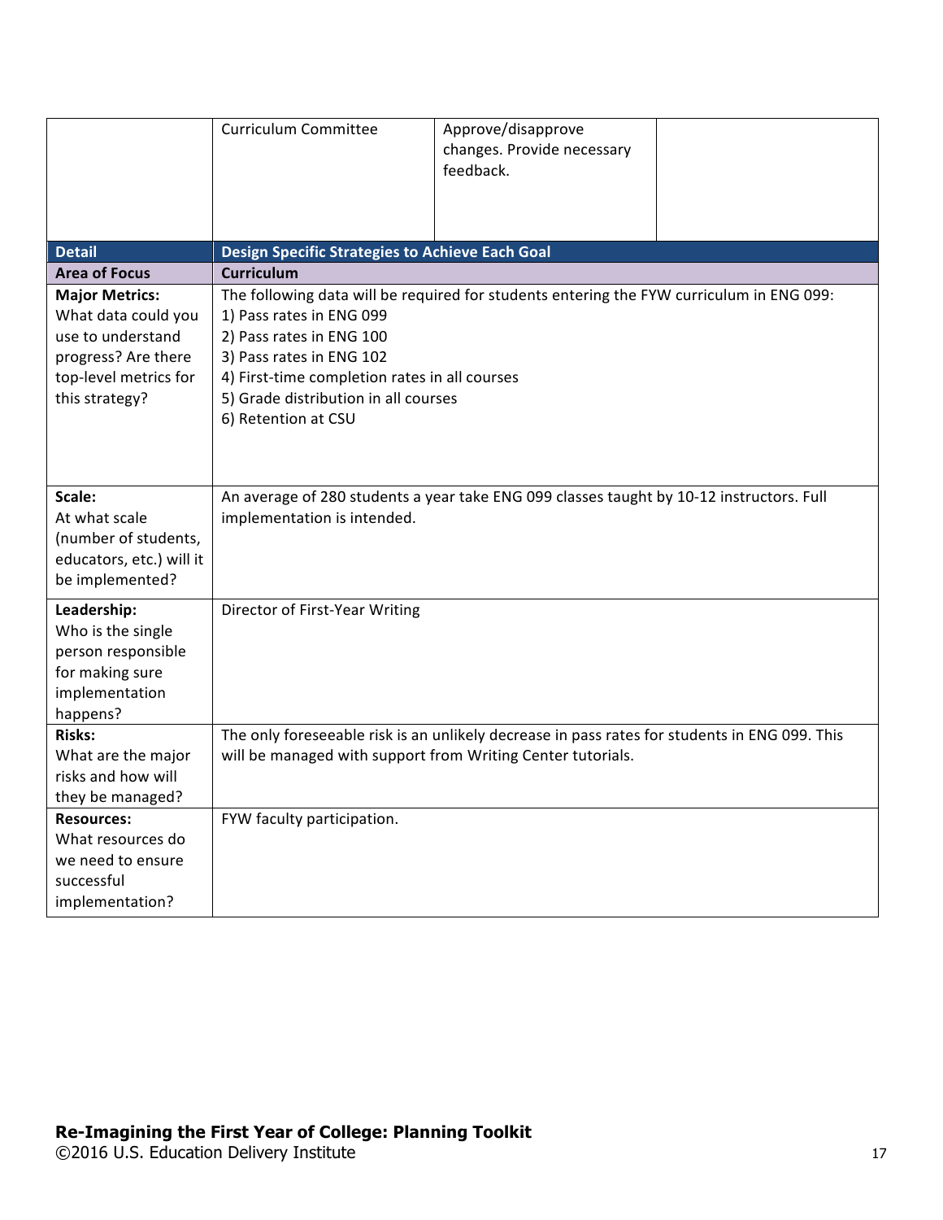| | Curriculum Committee | Approve/disapprove changes. Provide necessary feedback. | |
|---|---|---|---|

| Detail | Design Specific Strategies to Achieve Each Goal |
|---|---|
| **Area of Focus** | **Curriculum** |
| **Major Metrics:** What data could you use to understand progress? Are there top-level metrics for this strategy? | The following data will be required for students entering the FYW curriculum in ENG 099:<br>1) Pass rates in ENG 099<br>2) Pass rates in ENG 100<br>3) Pass rates in ENG 102<br>4) First-time completion rates in all courses<br>5) Grade distribution in all courses<br>6) Retention at CSU |
| **Scale:** At what scale (number of students, educators, etc.) will it be implemented? | An average of 280 students a year take ENG 099 classes taught by 10-12 instructors. Full implementation is intended. |
| **Leadership:** Who is the single person responsible for making sure implementation happens? | Director of First-Year Writing |
| **Risks:** What are the major risks and how will they be managed? | The only foreseeable risk is an unlikely decrease in pass rates for students in ENG 099. This will be managed with support from Writing Center tutorials. |
| **Resources:** What resources do we need to ensure successful implementation? | FYW faculty participation. |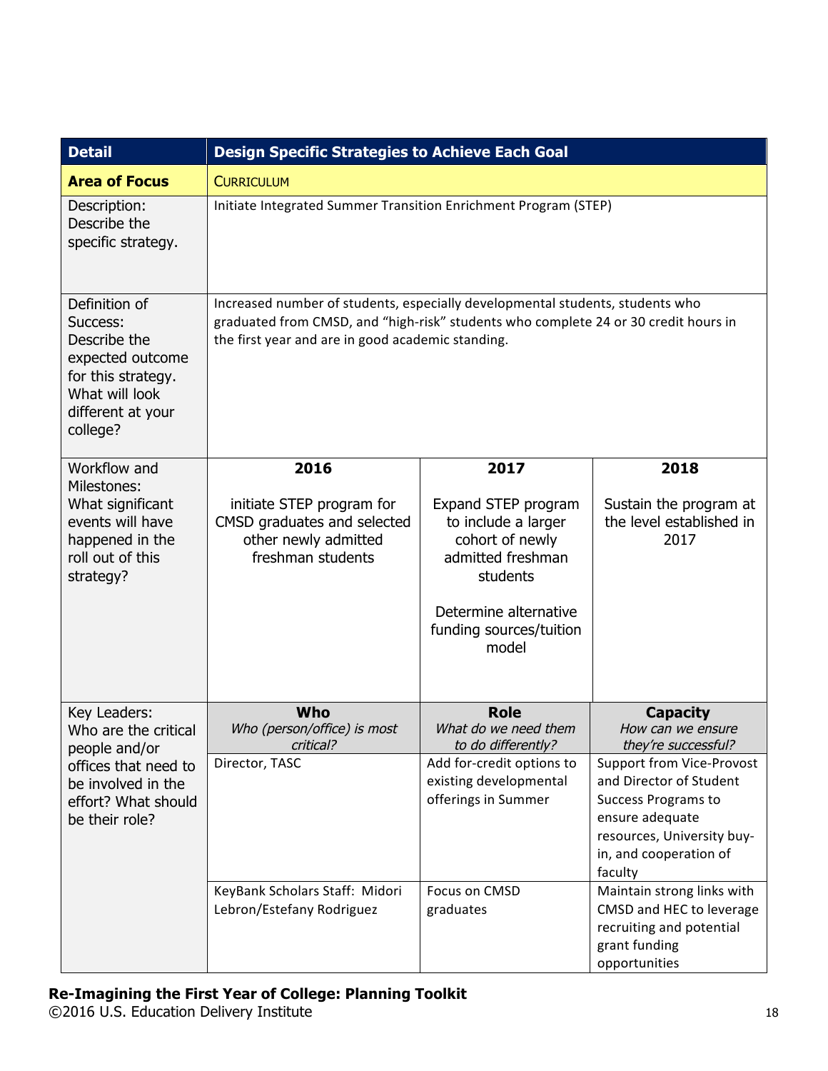| Detail | Design Specific Strategies to Achieve Each Goal | | |
| --- | --- | --- | --- |
| **Area of Focus** | CURRICULUM | | |
| Description: Describe the specific strategy. | Initiate Integrated Summer Transition Enrichment Program (STEP) | | |
| Definition of Success: Describe the expected outcome for this strategy. What will look different at your college? | Increased number of students, especially developmental students, students who graduated from CMSD, and "high-risk" students who complete 24 or 30 credit hours in the first year and are in good academic standing. | | |
| Workflow and Milestones: What significant events will have happened in the roll out of this strategy? | **2016**<br><br>initiate STEP program for CMSD graduates and selected other newly admitted freshman students | **2017**<br><br>Expand STEP program to include a larger cohort of newly admitted freshman students<br><br>Determine alternative funding sources/tuition model | **2018**<br><br>Sustain the program at the level established in 2017 |
| Key Leaders: Who are the critical people and/or offices that need to be involved in the effort? What should be their role? | **Who**<br>*Who (person/office) is most critical?* | **Role**<br>*What do we need them to do differently?* | **Capacity**<br>*How can we ensure they're successful?* |
| | Director, TASC | Add for-credit options to existing developmental offerings in Summer | Support from Vice-Provost and Director of Student Success Programs to ensure adequate resources, University buy-in, and cooperation of faculty |
| | KeyBank Scholars Staff: Midori Lebron/Estefany Rodriguez | Focus on CMSD graduates | Maintain strong links with CMSD and HEC to leverage recruiting and potential grant funding opportunities |

**Re-Imagining the First Year of College: Planning Toolkit**
©2016 U.S. Education Delivery Institute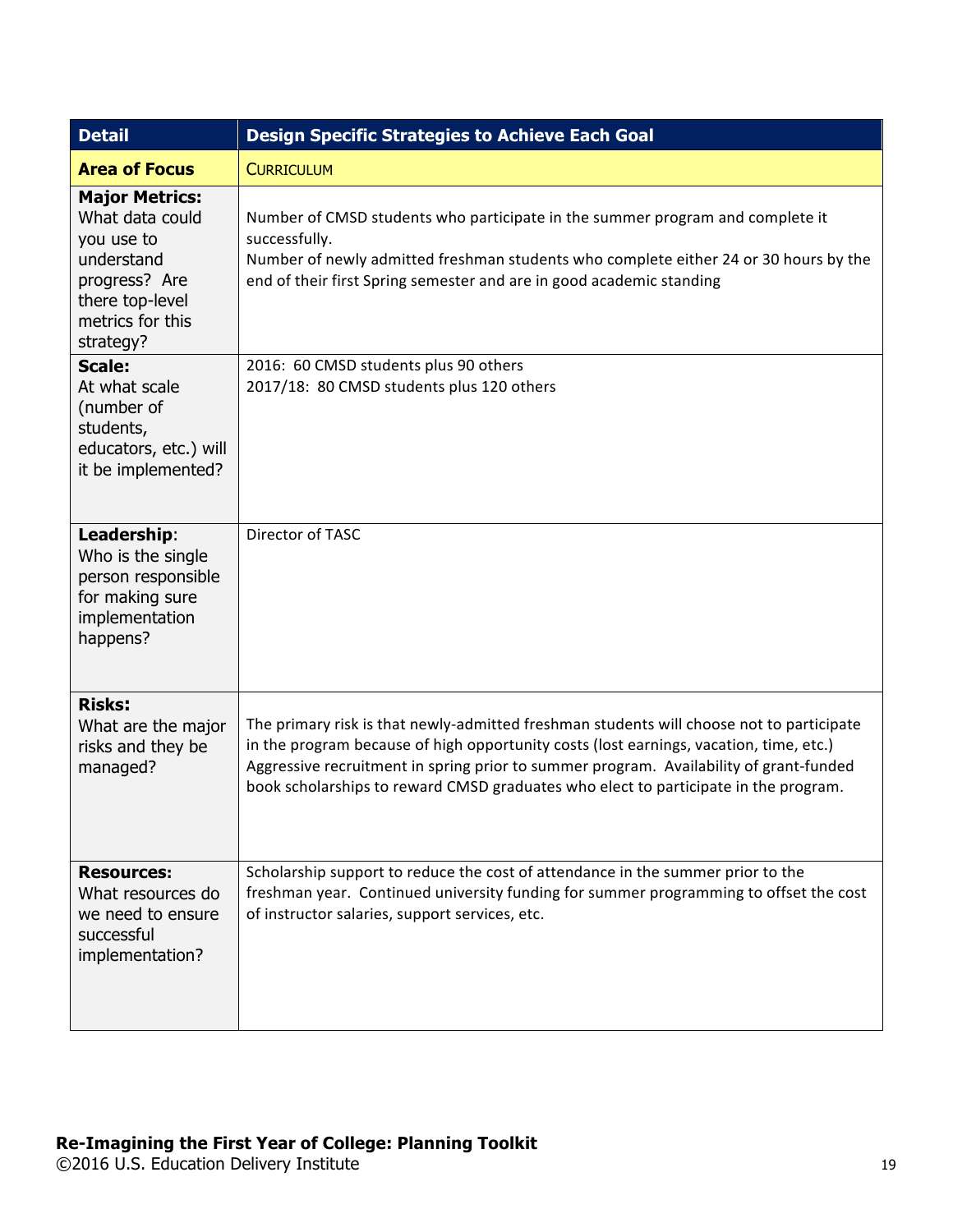| Detail | Design Specific Strategies to Achieve Each Goal |
|---|---|
| **Area of Focus** | CURRICULUM |
| **Major Metrics:** What data could you use to understand progress? Are there top-level metrics for this strategy? | Number of CMSD students who participate in the summer program and complete it successfully.<br>Number of newly admitted freshman students who complete either 24 or 30 hours by the end of their first Spring semester and are in good academic standing |
| **Scale:** At what scale (number of students, educators, etc.) will it be implemented? | 2016: 60 CMSD students plus 90 others<br>2017/18: 80 CMSD students plus 120 others |
| **Leadership**: Who is the single person responsible for making sure implementation happens? | Director of TASC |
| **Risks:** What are the major risks and they be managed? | The primary risk is that newly-admitted freshman students will choose not to participate in the program because of high opportunity costs (lost earnings, vacation, time, etc.) Aggressive recruitment in spring prior to summer program. Availability of grant-funded book scholarships to reward CMSD graduates who elect to participate in the program. |
| **Resources:** What resources do we need to ensure successful implementation? | Scholarship support to reduce the cost of attendance in the summer prior to the freshman year. Continued university funding for summer programming to offset the cost of instructor salaries, support services, etc. |

**Re-Imagining the First Year of College: Planning Toolkit**
©2016 U.S. Education Delivery Institute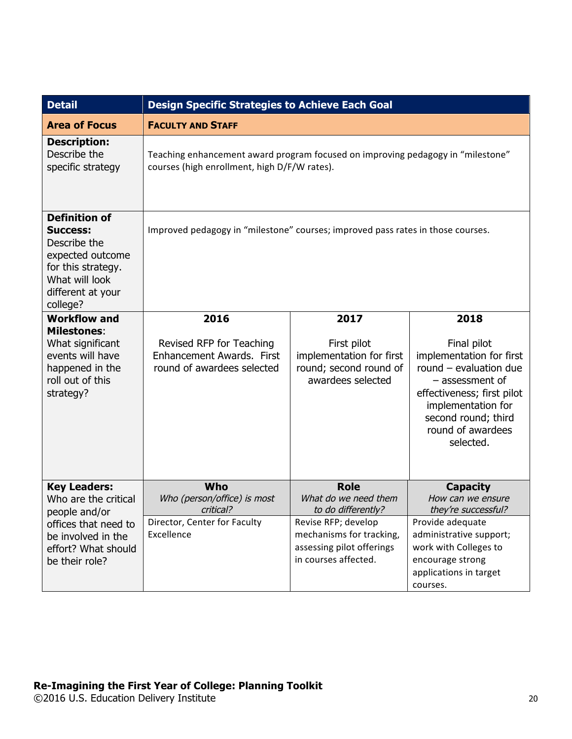| Detail | Design Specific Strategies to Achieve Each Goal | | |
|---|---|---|---|
| **Area of Focus** | **FACULTY AND STAFF** | | |
| **Description:** Describe the specific strategy | Teaching enhancement award program focused on improving pedagogy in "milestone" courses (high enrollment, high D/F/W rates). | | |
| **Definition of Success:** Describe the expected outcome for this strategy. What will look different at your college? | Improved pedagogy in "milestone" courses; improved pass rates in those courses. | | |
| **Workflow and Milestones**: What significant events will have happened in the roll out of this strategy? | **2016**<br><br>Revised RFP for Teaching Enhancement Awards. First round of awardees selected | **2017**<br><br>First pilot implementation for first round; second round of awardees selected | **2018**<br><br>Final pilot implementation for first round – evaluation due – assessment of effectiveness; first pilot implementation for second round; third round of awardees selected. |
| **Key Leaders:** Who are the critical people and/or offices that need to be involved in the effort? What should be their role? | **Who**<br>*Who (person/office) is most critical?* | **Role**<br>*What do we need them to do differently?* | **Capacity**<br>*How can we ensure they're successful?* |
| | Director, Center for Faculty Excellence | Revise RFP; develop mechanisms for tracking, assessing pilot offerings in courses affected. | Provide adequate administrative support; work with Colleges to encourage strong applications in target courses. |

**Re-Imagining the First Year of College: Planning Toolkit**
©2016 U.S. Education Delivery Institute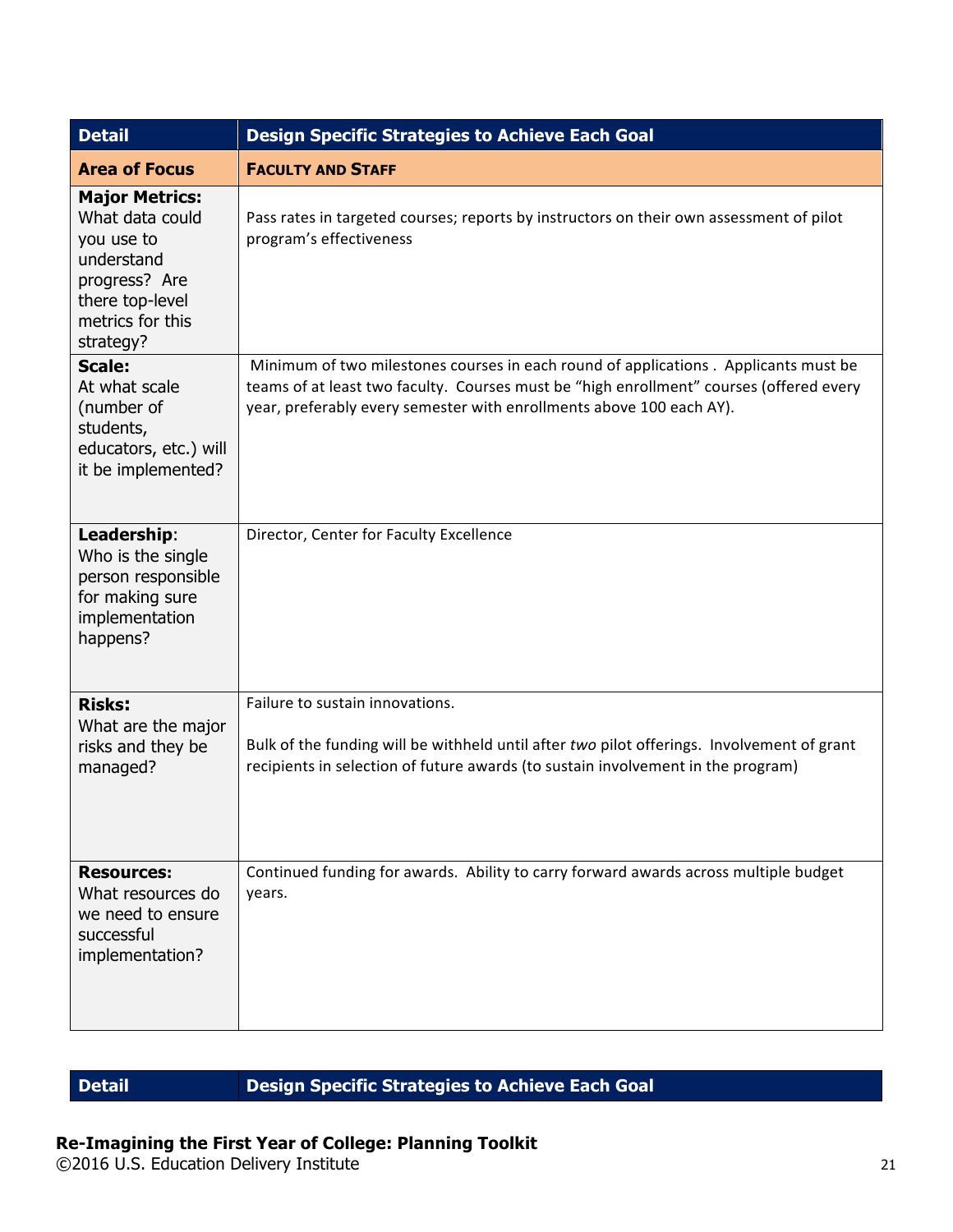| Detail | Design Specific Strategies to Achieve Each Goal |
|---|---|
| **Area of Focus** | **FACULTY AND STAFF** |
| **Major Metrics:** What data could you use to understand progress? Are there top-level metrics for this strategy? | Pass rates in targeted courses; reports by instructors on their own assessment of pilot program's effectiveness |
| **Scale:** At what scale (number of students, educators, etc.) will it be implemented? | Minimum of two milestones courses in each round of applications . Applicants must be teams of at least two faculty. Courses must be "high enrollment" courses (offered every year, preferably every semester with enrollments above 100 each AY). |
| **Leadership**: Who is the single person responsible for making sure implementation happens? | Director, Center for Faculty Excellence |
| **Risks:** What are the major risks and they be managed? | Failure to sustain innovations.<br><br>Bulk of the funding will be withheld until after *two* pilot offerings. Involvement of grant recipients in selection of future awards (to sustain involvement in the program) |
| **Resources:** What resources do we need to ensure successful implementation? | Continued funding for awards. Ability to carry forward awards across multiple budget years. |

| Detail | Design Specific Strategies to Achieve Each Goal |
|---|---|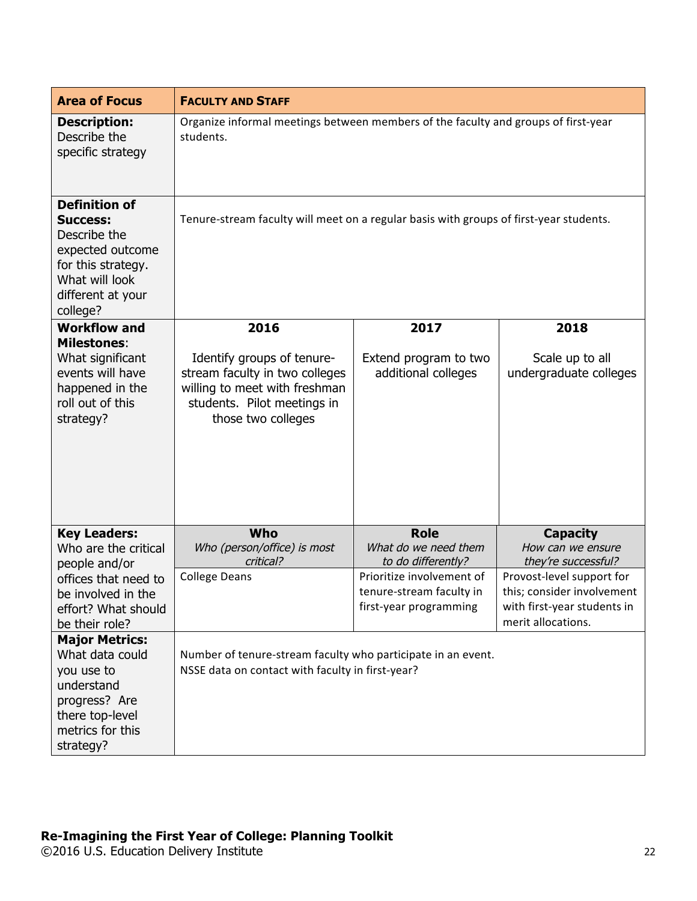| Area of Focus | FACULTY AND STAFF | | |
|---|---|---|---|
| **Description:** Describe the specific strategy | Organize informal meetings between members of the faculty and groups of first-year students. | | |
| **Definition of Success:** Describe the expected outcome for this strategy. What will look different at your college? | Tenure-stream faculty will meet on a regular basis with groups of first-year students. | | |
| **Workflow and Milestones**: What significant events will have happened in the roll out of this strategy? | **2016**<br><br>Identify groups of tenure-stream faculty in two colleges willing to meet with freshman students. Pilot meetings in those two colleges | **2017**<br><br>Extend program to two additional colleges | **2018**<br><br>Scale up to all undergraduate colleges |
| **Key Leaders:** Who are the critical people and/or offices that need to be involved in the effort? What should be their role? | **Who**<br>*Who (person/office) is most critical?*<br><br>College Deans | **Role**<br>*What do we need them to do differently?*<br><br>Prioritize involvement of tenure-stream faculty in first-year programming | **Capacity**<br>*How can we ensure they're successful?*<br><br>Provost-level support for this; consider involvement with first-year students in merit allocations. |
| **Major Metrics:** What data could you use to understand progress? Are there top-level metrics for this strategy? | Number of tenure-stream faculty who participate in an event.<br>NSSE data on contact with faculty in first-year? | | |

**Re-Imagining the First Year of College: Planning Toolkit**
©2016 U.S. Education Delivery Institute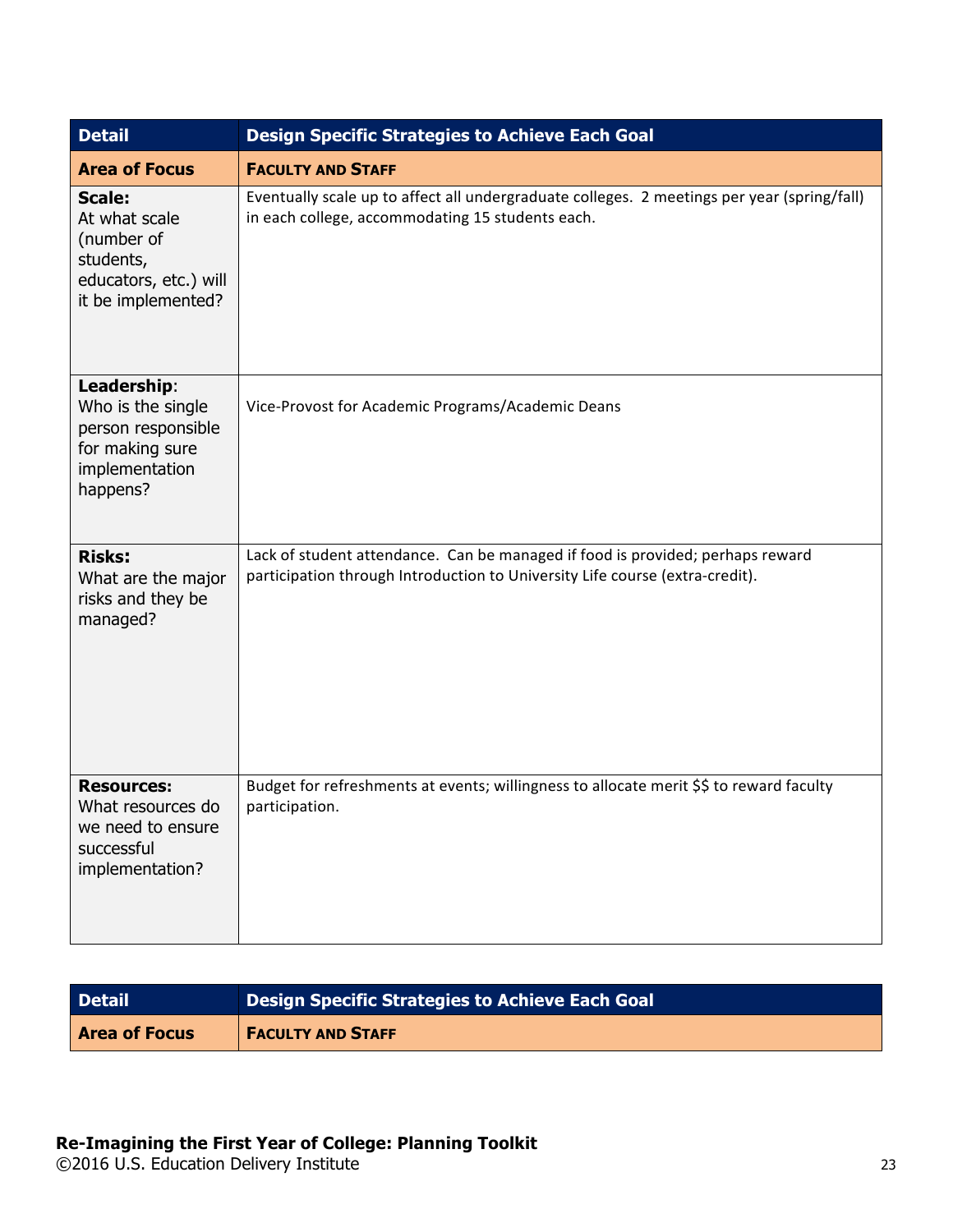| Detail | Design Specific Strategies to Achieve Each Goal |
| --- | --- |
| **Area of Focus** | **FACULTY AND STAFF** |
| **Scale:** At what scale (number of students, educators, etc.) will it be implemented? | Eventually scale up to affect all undergraduate colleges. 2 meetings per year (spring/fall) in each college, accommodating 15 students each. |
| **Leadership**: Who is the single person responsible for making sure implementation happens? | Vice-Provost for Academic Programs/Academic Deans |
| **Risks:** What are the major risks and they be managed? | Lack of student attendance. Can be managed if food is provided; perhaps reward participation through Introduction to University Life course (extra-credit). |
| **Resources:** What resources do we need to ensure successful implementation? | Budget for refreshments at events; willingness to allocate merit $$ to reward faculty participation. |

| Detail | Design Specific Strategies to Achieve Each Goal |
| --- | --- |
| **Area of Focus** | **FACULTY AND STAFF** |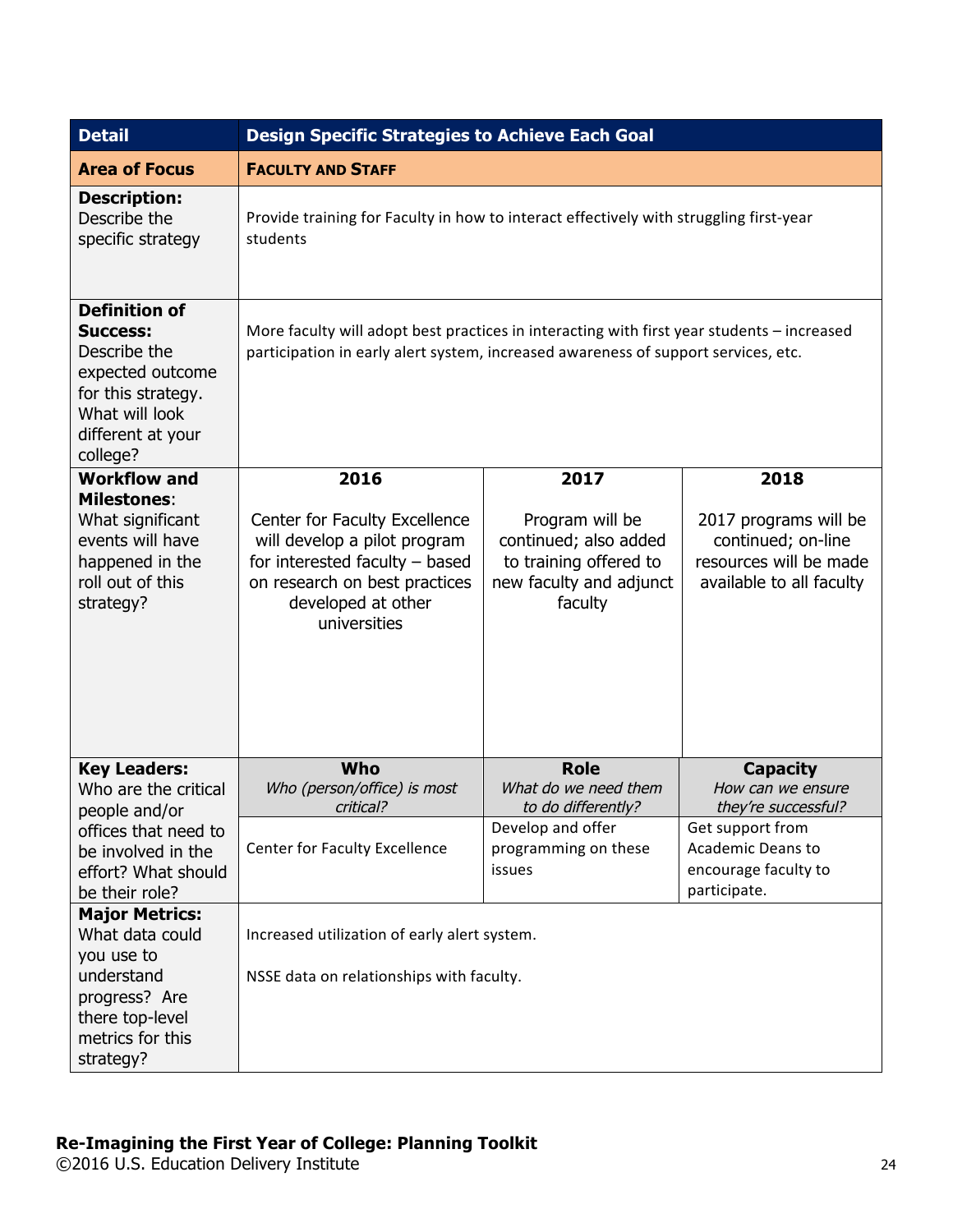| Detail | Design Specific Strategies to Achieve Each Goal | | |
|---|---|---|---|
| **Area of Focus** | **FACULTY AND STAFF** | | |
| **Description:** Describe the specific strategy | Provide training for Faculty in how to interact effectively with struggling first-year students | | |
| **Definition of Success:** Describe the expected outcome for this strategy. What will look different at your college? | More faculty will adopt best practices in interacting with first year students – increased participation in early alert system, increased awareness of support services, etc. | | |
| **Workflow and Milestones**: What significant events will have happened in the roll out of this strategy? | **2016**<br><br>Center for Faculty Excellence will develop a pilot program for interested faculty – based on research on best practices developed at other universities | **2017**<br><br>Program will be continued; also added to training offered to new faculty and adjunct faculty | **2018**<br><br>2017 programs will be continued; on-line resources will be made available to all faculty |
| **Key Leaders:** Who are the critical people and/or offices that need to be involved in the effort? What should be their role? | **Who**<br>*Who (person/office) is most critical?* | **Role**<br>*What do we need them to do differently?* | **Capacity**<br>*How can we ensure they're successful?* |
| | Center for Faculty Excellence | Develop and offer programming on these issues | Get support from Academic Deans to encourage faculty to participate. |
| **Major Metrics:** What data could you use to understand progress? Are there top-level metrics for this strategy? | Increased utilization of early alert system.<br><br>NSSE data on relationships with faculty. | | |

**Re-Imagining the First Year of College: Planning Toolkit**
©2016 U.S. Education Delivery Institute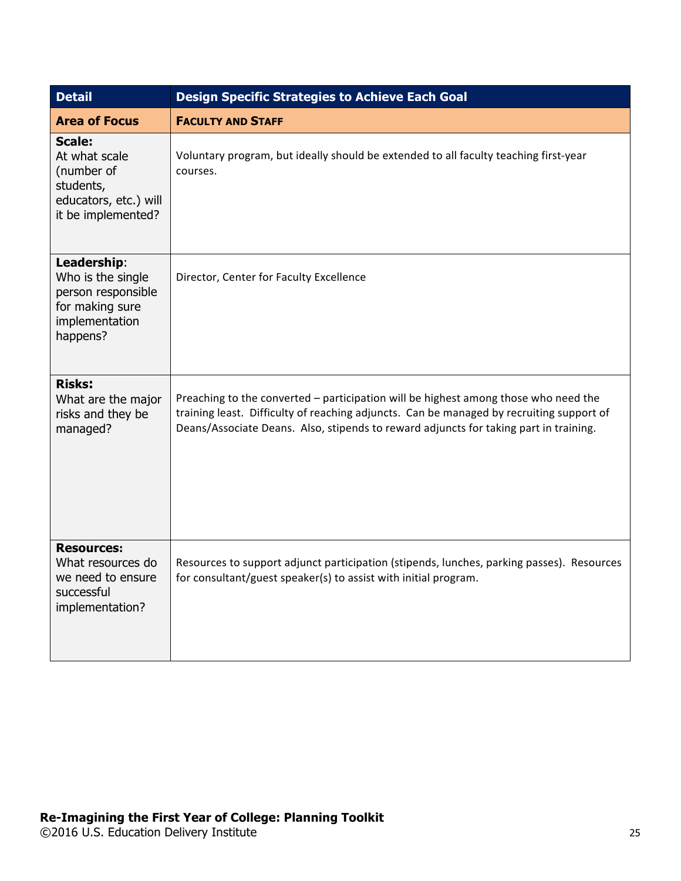| Detail | Design Specific Strategies to Achieve Each Goal |
|---|---|
| **Area of Focus** | **FACULTY AND STAFF** |
| **Scale:** At what scale (number of students, educators, etc.) will it be implemented? | Voluntary program, but ideally should be extended to all faculty teaching first-year courses. |
| **Leadership**: Who is the single person responsible for making sure implementation happens? | Director, Center for Faculty Excellence |
| **Risks:** What are the major risks and they be managed? | Preaching to the converted – participation will be highest among those who need the training least. Difficulty of reaching adjuncts. Can be managed by recruiting support of Deans/Associate Deans. Also, stipends to reward adjuncts for taking part in training. |
| **Resources:** What resources do we need to ensure successful implementation? | Resources to support adjunct participation (stipends, lunches, parking passes). Resources for consultant/guest speaker(s) to assist with initial program. |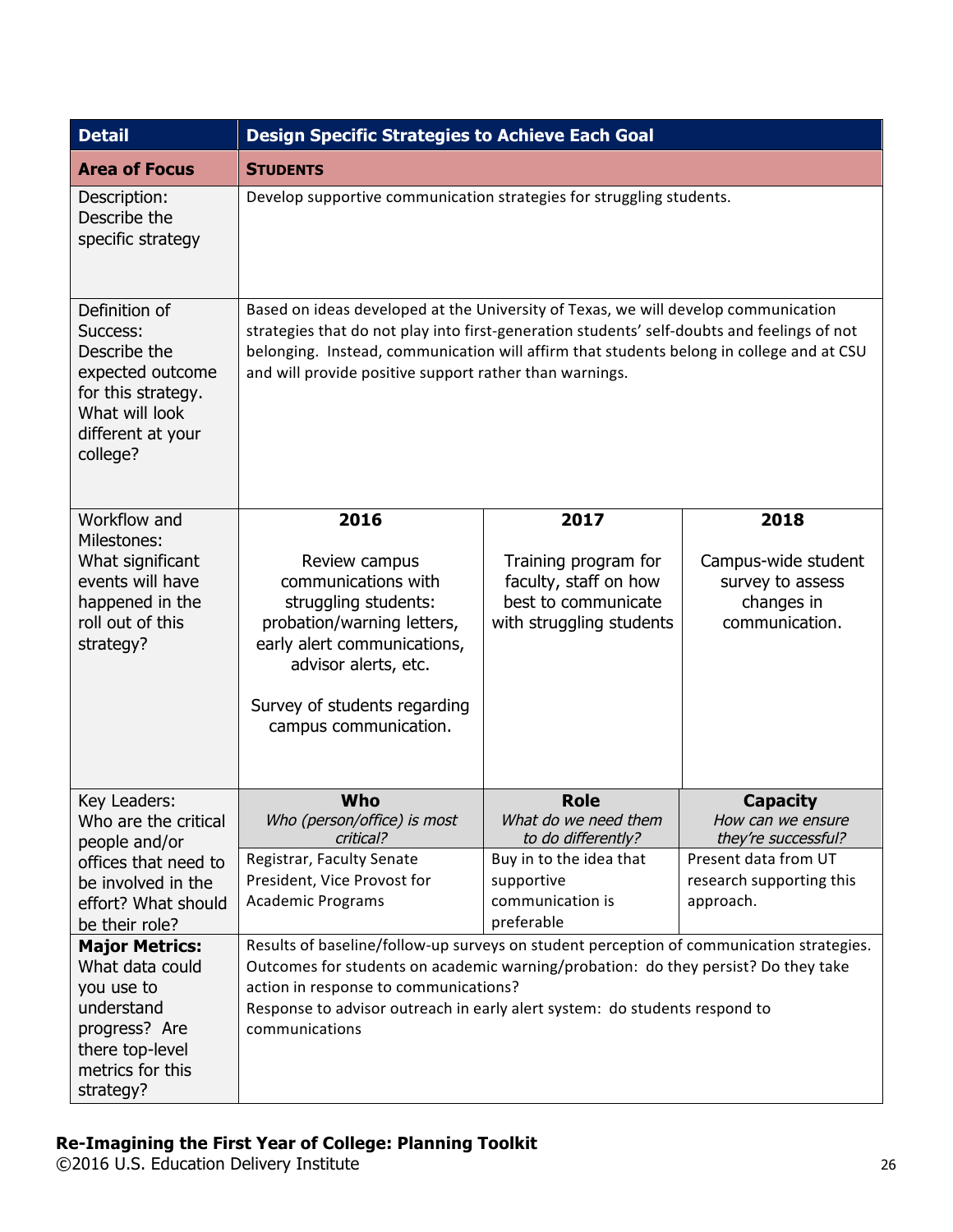| Detail | Design Specific Strategies to Achieve Each Goal | | |
|---|---|---|---|
| **Area of Focus** | **STUDENTS** | | |
| Description: Describe the specific strategy | Develop supportive communication strategies for struggling students. | | |
| Definition of Success: Describe the expected outcome for this strategy. What will look different at your college? | Based on ideas developed at the University of Texas, we will develop communication strategies that do not play into first-generation students' self-doubts and feelings of not belonging. Instead, communication will affirm that students belong in college and at CSU and will provide positive support rather than warnings. | | |
| Workflow and Milestones: What significant events will have happened in the roll out of this strategy? | **2016**<br><br>Review campus communications with struggling students: probation/warning letters, early alert communications, advisor alerts, etc.<br><br>Survey of students regarding campus communication. | **2017**<br><br>Training program for faculty, staff on how best to communicate with struggling students | **2018**<br><br>Campus-wide student survey to assess changes in communication. |
| Key Leaders: Who are the critical people and/or offices that need to be involved in the effort? What should be their role? | **Who**<br>*Who (person/office) is most critical?* | **Role**<br>*What do we need them to do differently?* | **Capacity**<br>*How can we ensure they're successful?* |
| | Registrar, Faculty Senate President, Vice Provost for Academic Programs | Buy in to the idea that supportive communication is preferable | Present data from UT research supporting this approach. |
| **Major Metrics:** What data could you use to understand progress? Are there top-level metrics for this strategy? | Results of baseline/follow-up surveys on student perception of communication strategies.<br>Outcomes for students on academic warning/probation: do they persist? Do they take action in response to communications?<br>Response to advisor outreach in early alert system: do students respond to communications | | |

**Re-Imagining the First Year of College: Planning Toolkit**
©2016 U.S. Education Delivery Institute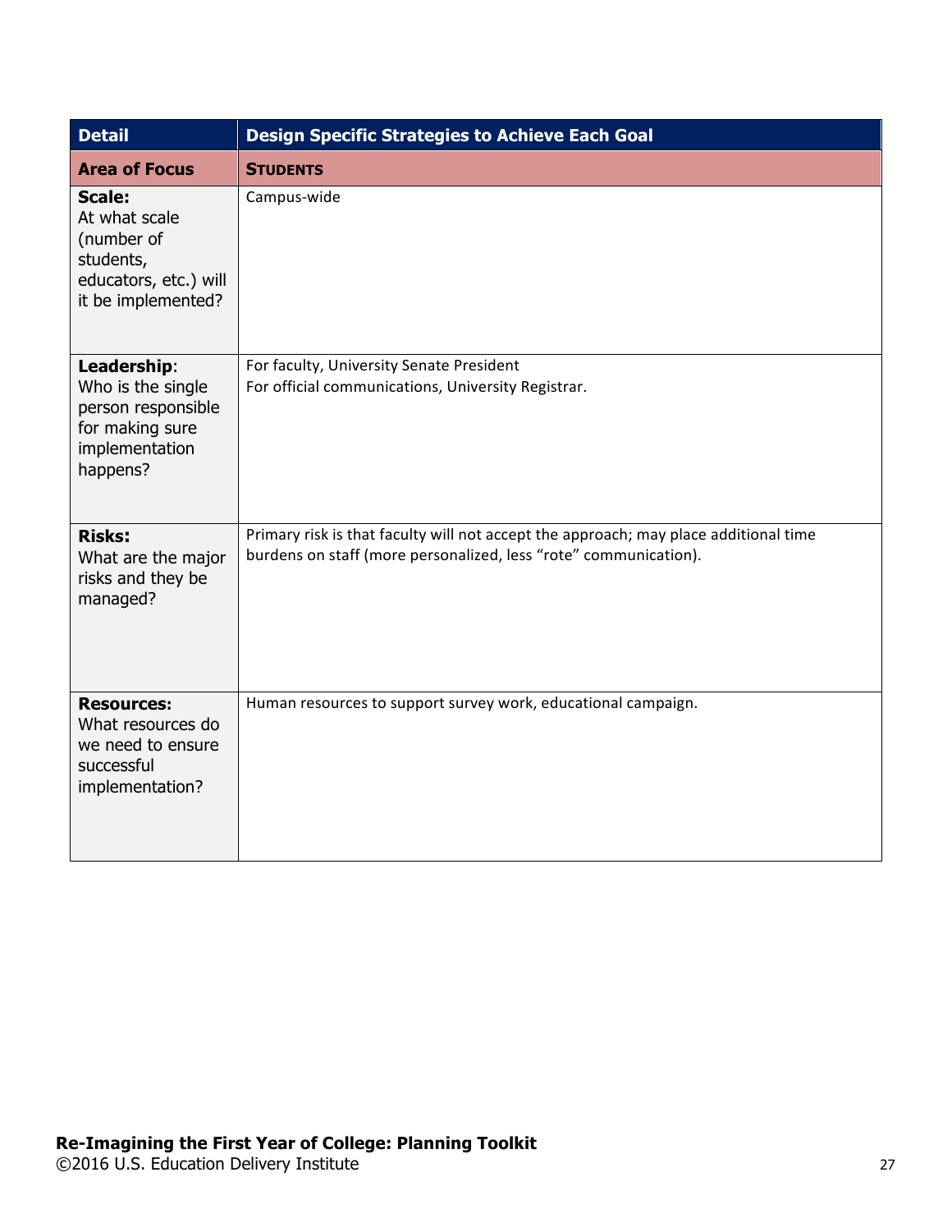| Detail | Design Specific Strategies to Achieve Each Goal |
| --- | --- |
| **Area of Focus** | **STUDENTS** |
| **Scale:** At what scale (number of students, educators, etc.) will it be implemented? | Campus-wide |
| **Leadership**: Who is the single person responsible for making sure implementation happens? | For faculty, University Senate President<br>For official communications, University Registrar. |
| **Risks:** What are the major risks and they be managed? | Primary risk is that faculty will not accept the approach; may place additional time burdens on staff (more personalized, less "rote" communication). |
| **Resources:** What resources do we need to ensure successful implementation? | Human resources to support survey work, educational campaign. |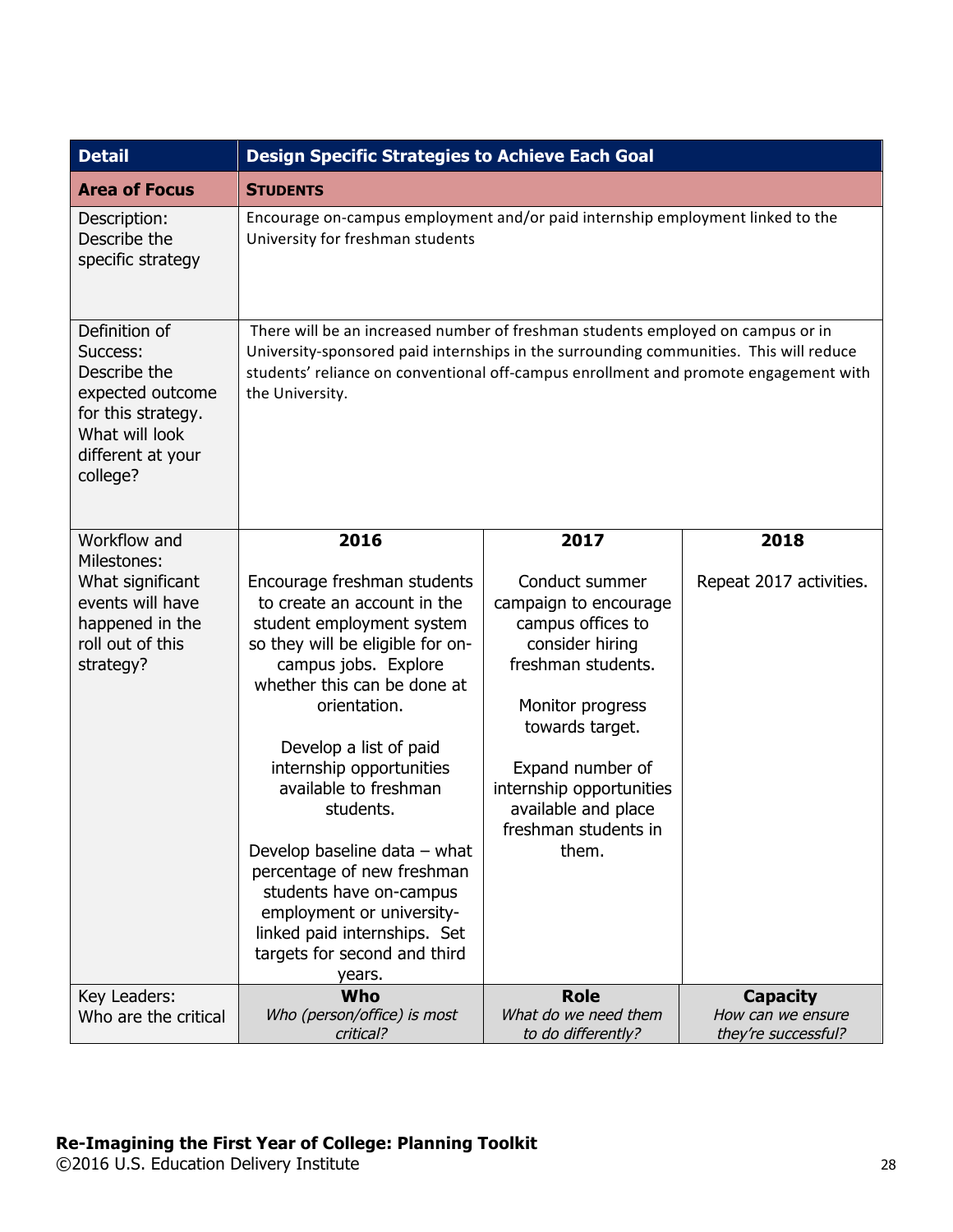| Detail | Design Specific Strategies to Achieve Each Goal | | |
|---|---|---|---|
| **Area of Focus** | **STUDENTS** | | |
| Description: Describe the specific strategy | Encourage on-campus employment and/or paid internship employment linked to the University for freshman students | | |
| Definition of Success: Describe the expected outcome for this strategy. What will look different at your college? | There will be an increased number of freshman students employed on campus or in University-sponsored paid internships in the surrounding communities. This will reduce students' reliance on conventional off-campus enrollment and promote engagement with the University. | | |
| Workflow and Milestones: What significant events will have happened in the roll out of this strategy? | **2016**<br><br>Encourage freshman students to create an account in the student employment system so they will be eligible for on-campus jobs. Explore whether this can be done at orientation.<br><br>Develop a list of paid internship opportunities available to freshman students.<br><br>Develop baseline data – what percentage of new freshman students have on-campus employment or university-linked paid internships. Set targets for second and third years. | **2017**<br><br>Conduct summer campaign to encourage campus offices to consider hiring freshman students.<br><br>Monitor progress towards target.<br><br>Expand number of internship opportunities available and place freshman students in them. | **2018**<br><br>Repeat 2017 activities. |
| Key Leaders: Who are the critical | **Who**<br>*Who (person/office) is most critical?* | **Role**<br>*What do we need them to do differently?* | **Capacity**<br>*How can we ensure they're successful?* |

**Re-Imagining the First Year of College: Planning Toolkit**
©2016 U.S. Education Delivery Institute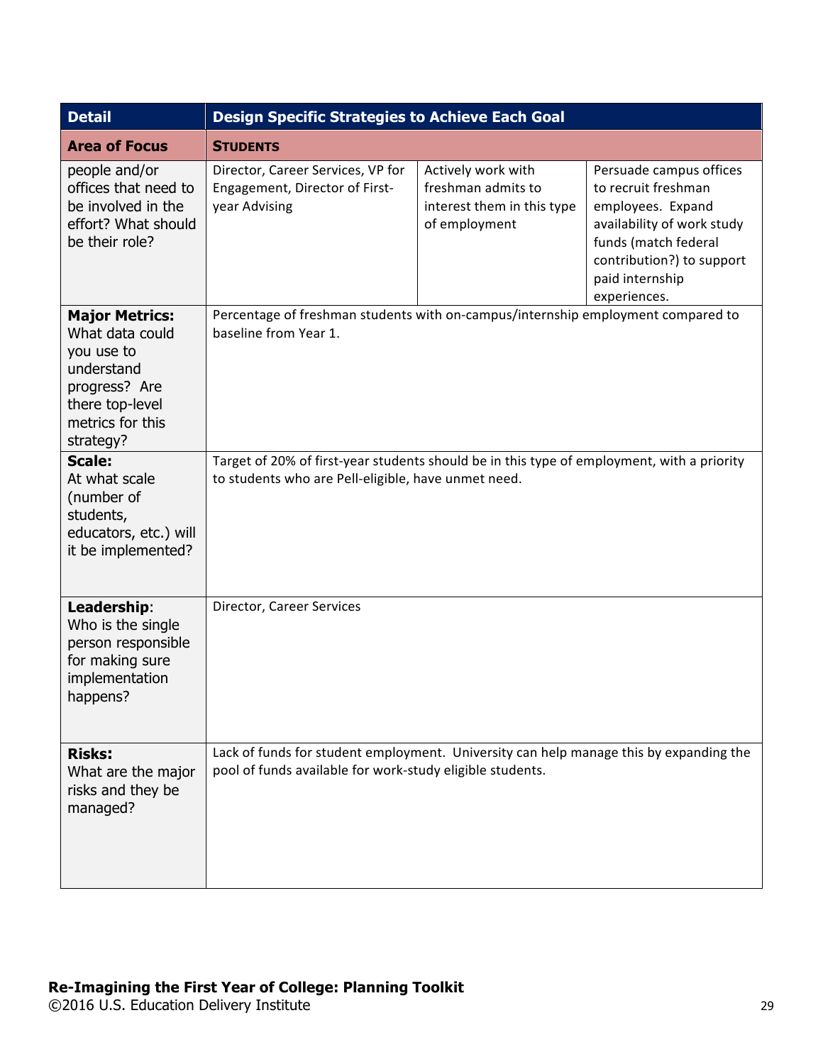| Detail | Design Specific Strategies to Achieve Each Goal | | |
|---|---|---|---|
| **Area of Focus** | **STUDENTS** | | |
| people and/or offices that need to be involved in the effort? What should be their role? | Director, Career Services, VP for Engagement, Director of First-year Advising | Actively work with freshman admits to interest them in this type of employment | Persuade campus offices to recruit freshman employees. Expand availability of work study funds (match federal contribution?) to support paid internship experiences. |
| **Major Metrics:** What data could you use to understand progress? Are there top-level metrics for this strategy? | Percentage of freshman students with on-campus/internship employment compared to baseline from Year 1. | | |
| **Scale:** At what scale (number of students, educators, etc.) will it be implemented? | Target of 20% of first-year students should be in this type of employment, with a priority to students who are Pell-eligible, have unmet need. | | |
| **Leadership**: Who is the single person responsible for making sure implementation happens? | Director, Career Services | | |
| **Risks:** What are the major risks and they be managed? | Lack of funds for student employment. University can help manage this by expanding the pool of funds available for work-study eligible students. | | |

**Re-Imagining the First Year of College: Planning Toolkit**
©2016 U.S. Education Delivery Institute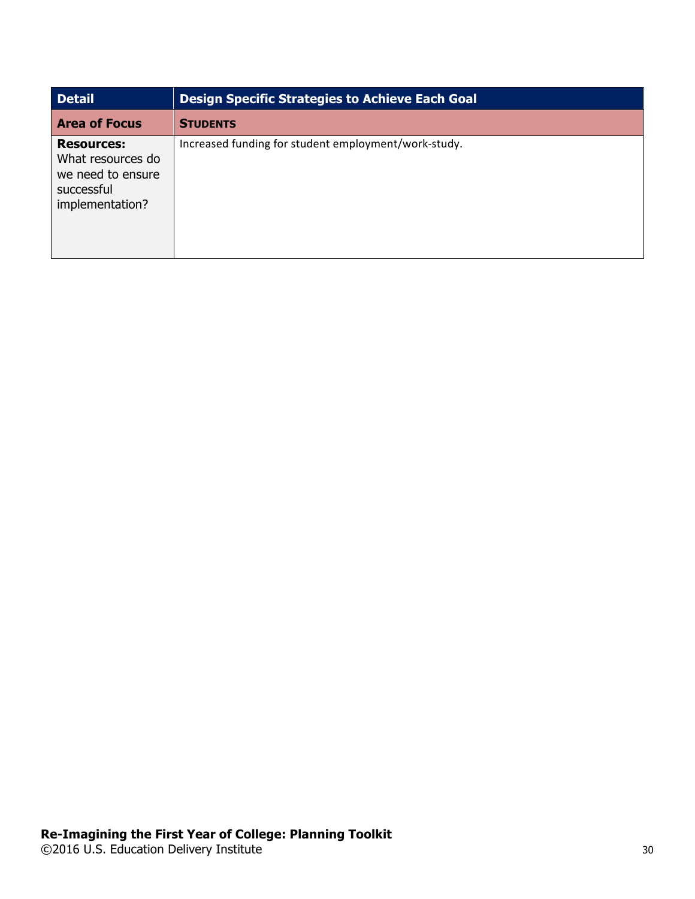| Detail | Design Specific Strategies to Achieve Each Goal |
| --- | --- |
| **Area of Focus** | **STUDENTS** |
| **Resources:** What resources do we need to ensure successful implementation? | Increased funding for student employment/work-study. |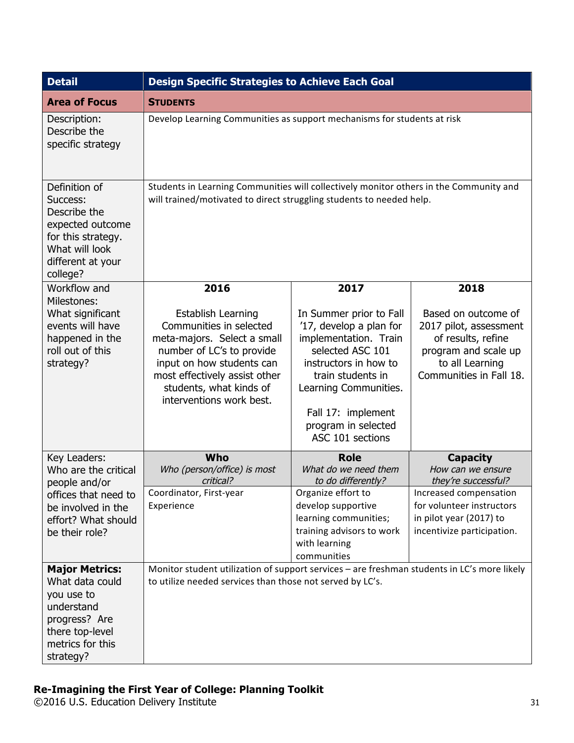| Detail | Design Specific Strategies to Achieve Each Goal | | |
|---|---|---|---|
| **Area of Focus** | **STUDENTS** | | |
| Description: Describe the specific strategy | Develop Learning Communities as support mechanisms for students at risk | | |
| Definition of Success: Describe the expected outcome for this strategy. What will look different at your college? | Students in Learning Communities will collectively monitor others in the Community and will trained/motivated to direct struggling students to needed help. | | |
| Workflow and Milestones: What significant events will have happened in the roll out of this strategy? | **2016**<br><br>Establish Learning Communities in selected meta-majors. Select a small number of LC's to provide input on how students can most effectively assist other students, what kinds of interventions work best. | **2017**<br><br>In Summer prior to Fall '17, develop a plan for implementation. Train selected ASC 101 instructors in how to train students in Learning Communities.<br><br>Fall 17: implement program in selected ASC 101 sections | **2018**<br><br>Based on outcome of 2017 pilot, assessment of results, refine program and scale up to all Learning Communities in Fall 18. |
| Key Leaders: Who are the critical people and/or offices that need to be involved in the effort? What should be their role? | **Who**<br>*Who (person/office) is most critical?* | **Role**<br>*What do we need them to do differently?* | **Capacity**<br>*How can we ensure they're successful?* |
| | Coordinator, First-year Experience | Organize effort to develop supportive learning communities; training advisors to work with learning communities | Increased compensation for volunteer instructors in pilot year (2017) to incentivize participation. |
| **Major Metrics:** What data could you use to understand progress? Are there top-level metrics for this strategy? | Monitor student utilization of support services – are freshman students in LC's more likely to utilize needed services than those not served by LC's. | | |

**Re-Imagining the First Year of College: Planning Toolkit**
©2016 U.S. Education Delivery Institute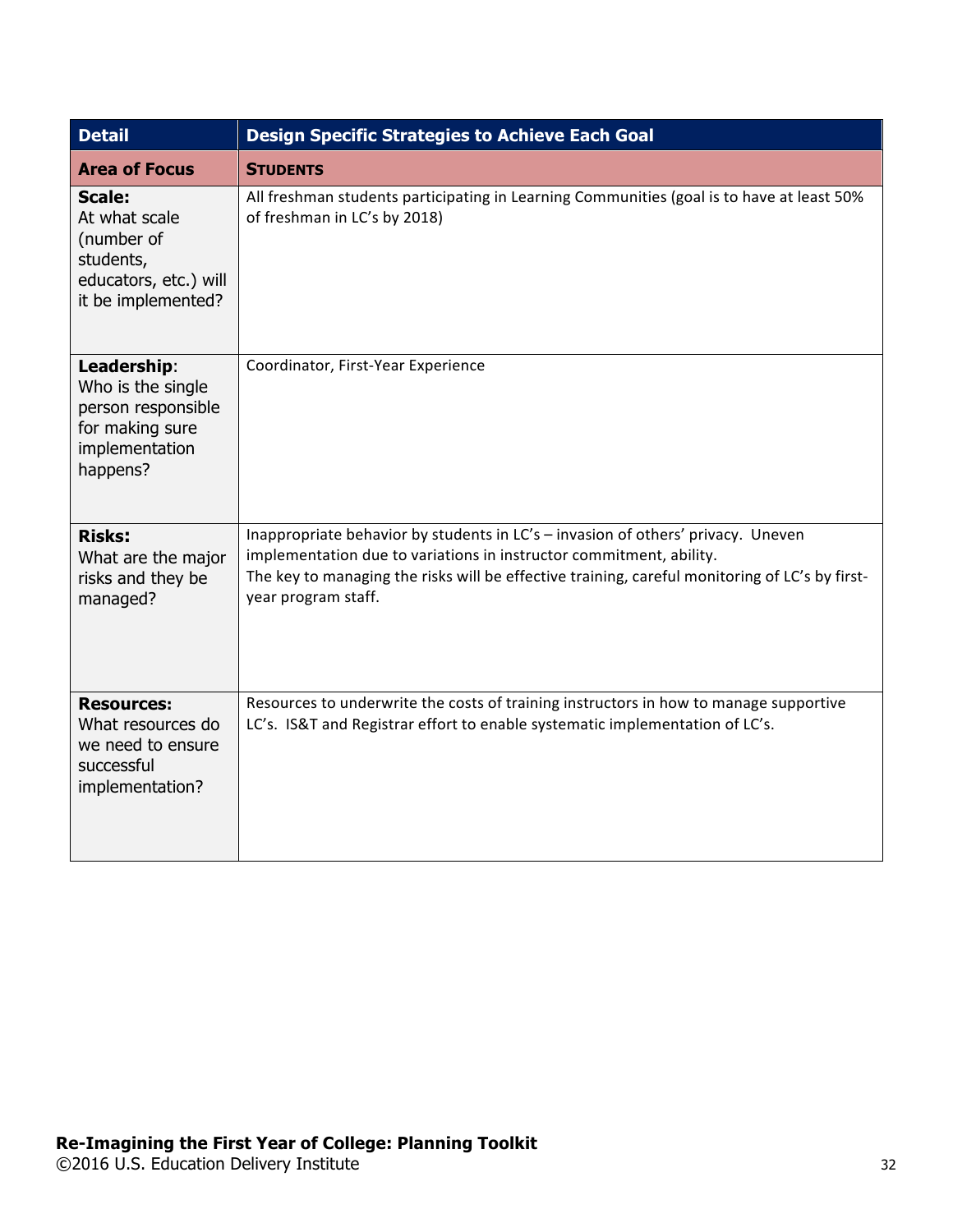| Detail | Design Specific Strategies to Achieve Each Goal |
|---|---|
| **Area of Focus** | **STUDENTS** |
| **Scale:** At what scale (number of students, educators, etc.) will it be implemented? | All freshman students participating in Learning Communities (goal is to have at least 50% of freshman in LC's by 2018) |
| **Leadership**: Who is the single person responsible for making sure implementation happens? | Coordinator, First-Year Experience |
| **Risks:** What are the major risks and they be managed? | Inappropriate behavior by students in LC's – invasion of others' privacy. Uneven implementation due to variations in instructor commitment, ability.<br>The key to managing the risks will be effective training, careful monitoring of LC's by first-year program staff. |
| **Resources:** What resources do we need to ensure successful implementation? | Resources to underwrite the costs of training instructors in how to manage supportive LC's. IS&T and Registrar effort to enable systematic implementation of LC's. |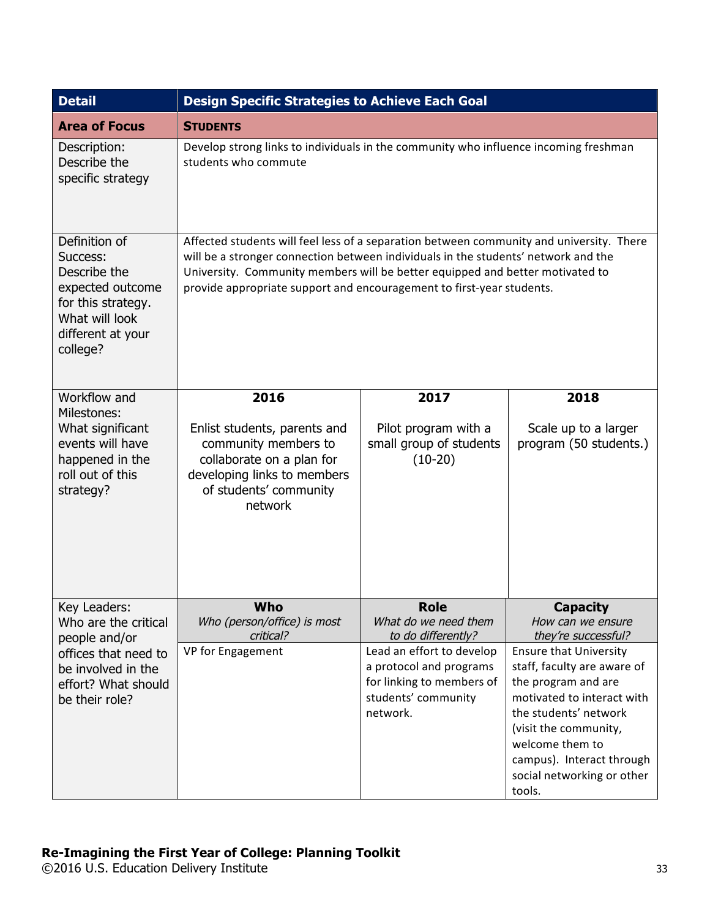| Detail | Design Specific Strategies to Achieve Each Goal | | |
|---|---|---|---|
| **Area of Focus** | **STUDENTS** | | |
| Description: Describe the specific strategy | Develop strong links to individuals in the community who influence incoming freshman students who commute | | |
| Definition of Success: Describe the expected outcome for this strategy. What will look different at your college? | Affected students will feel less of a separation between community and university. There will be a stronger connection between individuals in the students' network and the University. Community members will be better equipped and better motivated to provide appropriate support and encouragement to first-year students. | | |
| Workflow and Milestones: What significant events will have happened in the roll out of this strategy? | **2016**<br>Enlist students, parents and community members to collaborate on a plan for developing links to members of students' community network | **2017**<br>Pilot program with a small group of students (10-20) | **2018**<br>Scale up to a larger program (50 students.) |
| Key Leaders: Who are the critical people and/or offices that need to be involved in the effort? What should be their role? | **Who**<br>*Who (person/office) is most critical?* | **Role**<br>*What do we need them to do differently?* | **Capacity**<br>*How can we ensure they're successful?* |
| | VP for Engagement | Lead an effort to develop a protocol and programs for linking to members of students' community network. | Ensure that University staff, faculty are aware of the program and are motivated to interact with the students' network (visit the community, welcome them to campus). Interact through social networking or other tools. |

**Re-Imagining the First Year of College: Planning Toolkit**
©2016 U.S. Education Delivery Institute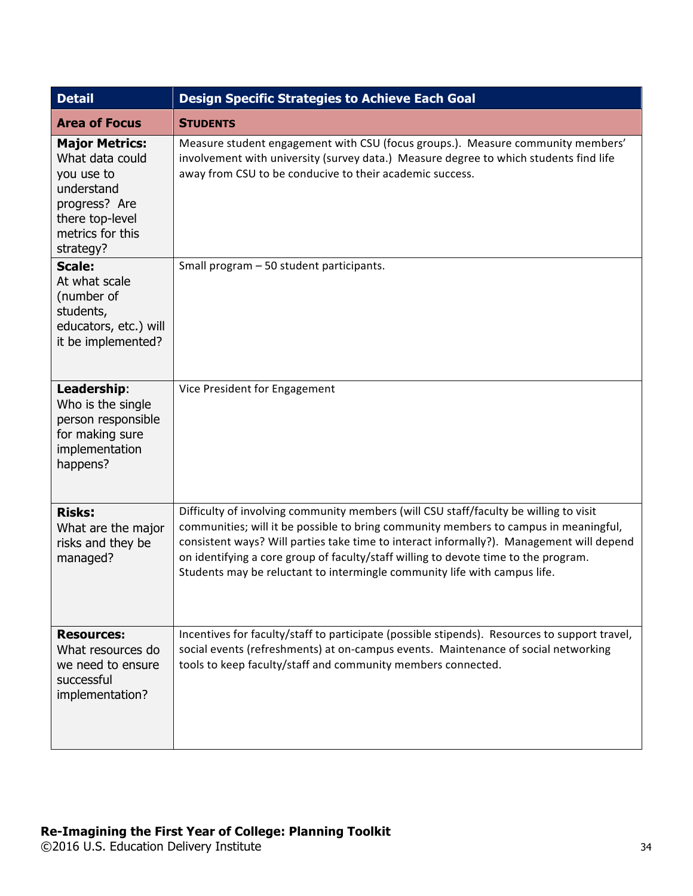| Detail | Design Specific Strategies to Achieve Each Goal |
| --- | --- |
| **Area of Focus** | **STUDENTS** |
| **Major Metrics:** What data could you use to understand progress? Are there top-level metrics for this strategy? | Measure student engagement with CSU (focus groups.). Measure community members' involvement with university (survey data.) Measure degree to which students find life away from CSU to be conducive to their academic success. |
| **Scale:** At what scale (number of students, educators, etc.) will it be implemented? | Small program – 50 student participants. |
| **Leadership**: Who is the single person responsible for making sure implementation happens? | Vice President for Engagement |
| **Risks:** What are the major risks and they be managed? | Difficulty of involving community members (will CSU staff/faculty be willing to visit communities; will it be possible to bring community members to campus in meaningful, consistent ways? Will parties take time to interact informally?). Management will depend on identifying a core group of faculty/staff willing to devote time to the program. Students may be reluctant to intermingle community life with campus life. |
| **Resources:** What resources do we need to ensure successful implementation? | Incentives for faculty/staff to participate (possible stipends). Resources to support travel, social events (refreshments) at on-campus events. Maintenance of social networking tools to keep faculty/staff and community members connected. |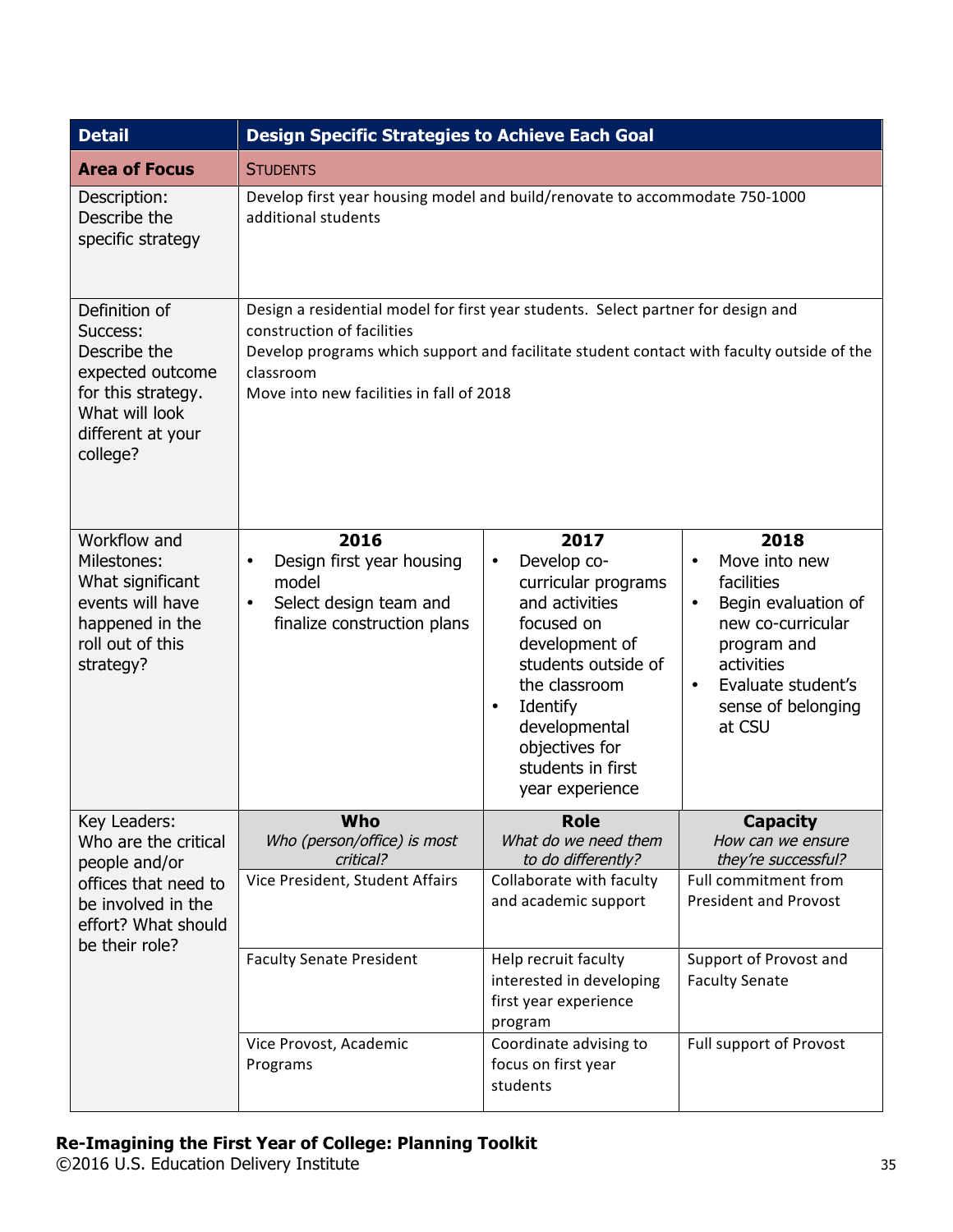| Detail | Design Specific Strategies to Achieve Each Goal | | |
|---|---|---|---|
| **Area of Focus** | STUDENTS | | |
| Description: Describe the specific strategy | Develop first year housing model and build/renovate to accommodate 750-1000 additional students | | |
| Definition of Success: Describe the expected outcome for this strategy. What will look different at your college? | Design a residential model for first year students. Select partner for design and construction of facilities<br>Develop programs which support and facilitate student contact with faculty outside of the classroom<br>Move into new facilities in fall of 2018 | | |
| Workflow and Milestones: What significant events will have happened in the roll out of this strategy? | **2016**<br>• Design first year housing model<br>• Select design team and finalize construction plans | **2017**<br>• Develop co-curricular programs and activities focused on development of students outside of the classroom<br>• Identify developmental objectives for students in first year experience | **2018**<br>• Move into new facilities<br>• Begin evaluation of new co-curricular program and activities<br>• Evaluate student's sense of belonging at CSU |
| Key Leaders: Who are the critical people and/or offices that need to be involved in the effort? What should be their role? | **Who**<br>*Who (person/office) is most critical?* | **Role**<br>*What do we need them to do differently?* | **Capacity**<br>*How can we ensure they're successful?* |
| | Vice President, Student Affairs | Collaborate with faculty and academic support | Full commitment from President and Provost |
| | Faculty Senate President | Help recruit faculty interested in developing first year experience program | Support of Provost and Faculty Senate |
| | Vice Provost, Academic Programs | Coordinate advising to focus on first year students | Full support of Provost |

**Re-Imagining the First Year of College: Planning Toolkit**
©2016 U.S. Education Delivery Institute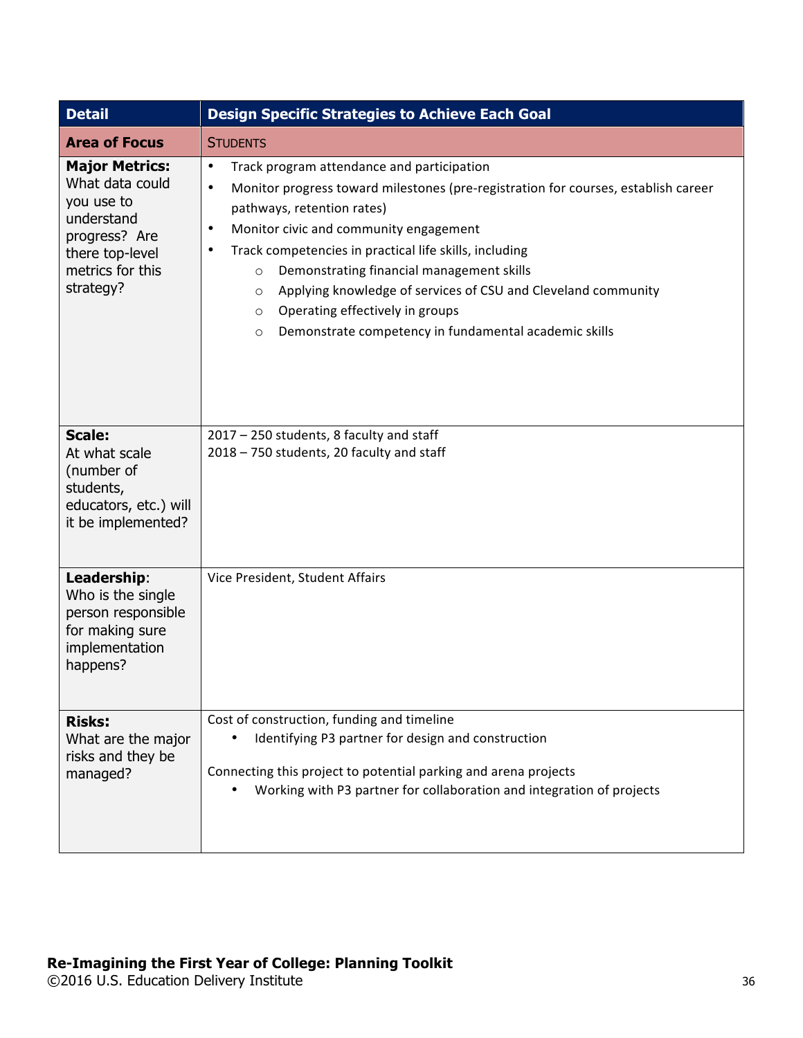| Detail | Design Specific Strategies to Achieve Each Goal |
| --- | --- |
| **Area of Focus** | STUDENTS |
| **Major Metrics:** What data could you use to understand progress? Are there top-level metrics for this strategy? | • Track program attendance and participation<br>• Monitor progress toward milestones (pre-registration for courses, establish career pathways, retention rates)<br>• Monitor civic and community engagement<br>• Track competencies in practical life skills, including<br>  ○ Demonstrating financial management skills<br>  ○ Applying knowledge of services of CSU and Cleveland community<br>  ○ Operating effectively in groups<br>  ○ Demonstrate competency in fundamental academic skills |
| **Scale:** At what scale (number of students, educators, etc.) will it be implemented? | 2017 – 250 students, 8 faculty and staff<br>2018 – 750 students, 20 faculty and staff |
| **Leadership**: Who is the single person responsible for making sure implementation happens? | Vice President, Student Affairs |
| **Risks:** What are the major risks and they be managed? | Cost of construction, funding and timeline<br>• Identifying P3 partner for design and construction<br><br>Connecting this project to potential parking and arena projects<br>• Working with P3 partner for collaboration and integration of projects |

**Re-Imagining the First Year of College: Planning Toolkit**
©2016 U.S. Education Delivery Institute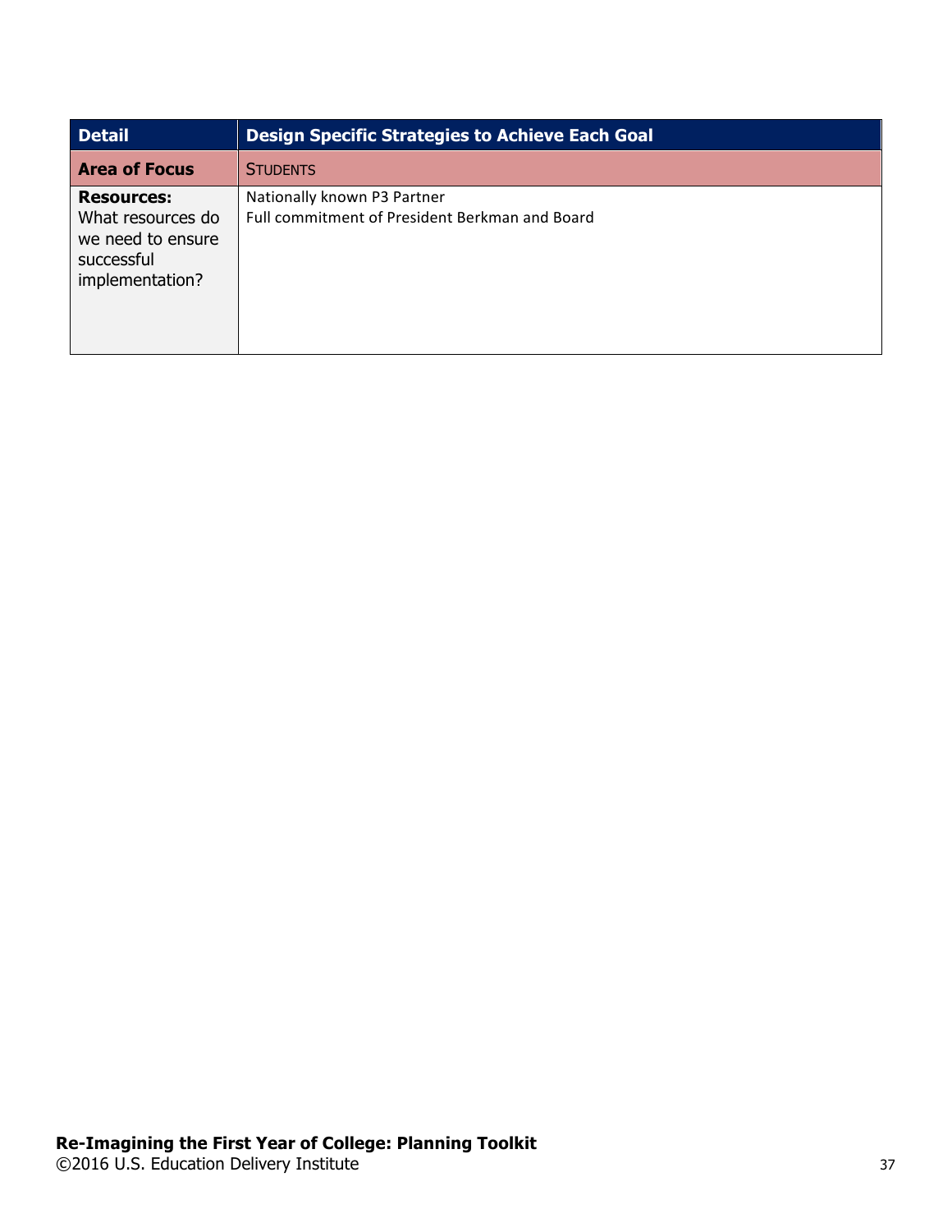| Detail | Design Specific Strategies to Achieve Each Goal |
|---|---|
| **Area of Focus** | STUDENTS |
| **Resources:** What resources do we need to ensure successful implementation? | Nationally known P3 Partner<br>Full commitment of President Berkman and Board |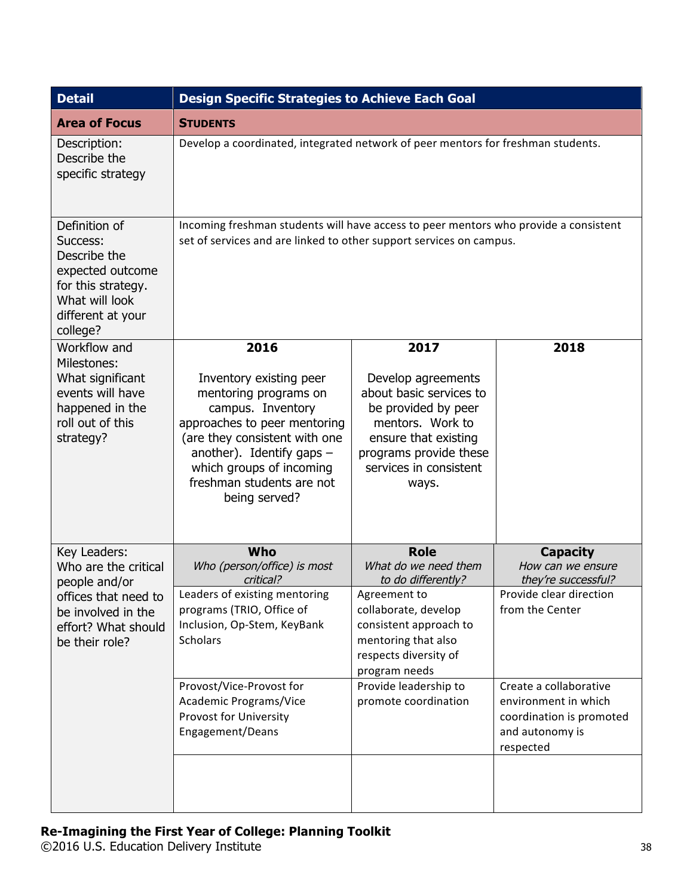| Detail | Design Specific Strategies to Achieve Each Goal | | |
|---|---|---|---|
| **Area of Focus** | **STUDENTS** | | |
| Description: Describe the specific strategy | Develop a coordinated, integrated network of peer mentors for freshman students. | | |
| Definition of Success: Describe the expected outcome for this strategy. What will look different at your college? | Incoming freshman students will have access to peer mentors who provide a consistent set of services and are linked to other support services on campus. | | |
| Workflow and Milestones: What significant events will have happened in the roll out of this strategy? | **2016**<br><br>Inventory existing peer mentoring programs on campus. Inventory approaches to peer mentoring (are they consistent with one another). Identify gaps – which groups of incoming freshman students are not being served? | **2017**<br><br>Develop agreements about basic services to be provided by peer mentors. Work to ensure that existing programs provide these services in consistent ways. | **2018** |
| Key Leaders: Who are the critical people and/or offices that need to be involved in the effort? What should be their role? | **Who**<br>*Who (person/office) is most critical?* | **Role**<br>*What do we need them to do differently?* | **Capacity**<br>*How can we ensure they're successful?* |
| | Leaders of existing mentoring programs (TRIO, Office of Inclusion, Op-Stem, KeyBank Scholars | Agreement to collaborate, develop consistent approach to mentoring that also respects diversity of program needs | Provide clear direction from the Center |
| | Provost/Vice-Provost for Academic Programs/Vice Provost for University Engagement/Deans | Provide leadership to promote coordination | Create a collaborative environment in which coordination is promoted and autonomy is respected |
| | | | |

**Re-Imagining the First Year of College: Planning Toolkit**
©2016 U.S. Education Delivery Institute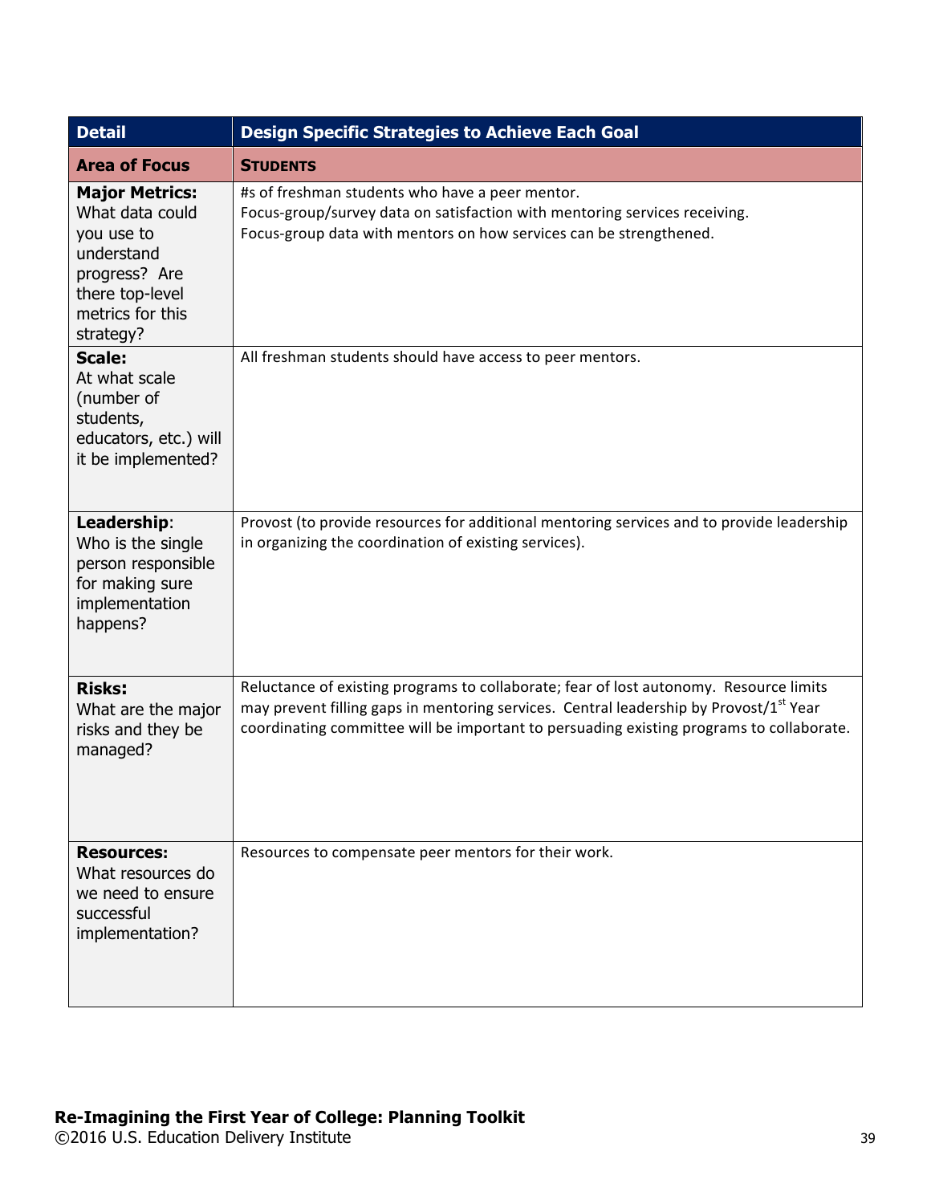| Detail | Design Specific Strategies to Achieve Each Goal |
|---|---|
| **Area of Focus** | **STUDENTS** |
| **Major Metrics:** What data could you use to understand progress? Are there top-level metrics for this strategy? | #s of freshman students who have a peer mentor.<br>Focus-group/survey data on satisfaction with mentoring services receiving.<br>Focus-group data with mentors on how services can be strengthened. |
| **Scale:** At what scale (number of students, educators, etc.) will it be implemented? | All freshman students should have access to peer mentors. |
| **Leadership:** Who is the single person responsible for making sure implementation happens? | Provost (to provide resources for additional mentoring services and to provide leadership in organizing the coordination of existing services). |
| **Risks:** What are the major risks and they be managed? | Reluctance of existing programs to collaborate; fear of lost autonomy. Resource limits may prevent filling gaps in mentoring services. Central leadership by Provost/1st Year coordinating committee will be important to persuading existing programs to collaborate. |
| **Resources:** What resources do we need to ensure successful implementation? | Resources to compensate peer mentors for their work. |

**Re-Imagining the First Year of College: Planning Toolkit**
©2016 U.S. Education Delivery Institute